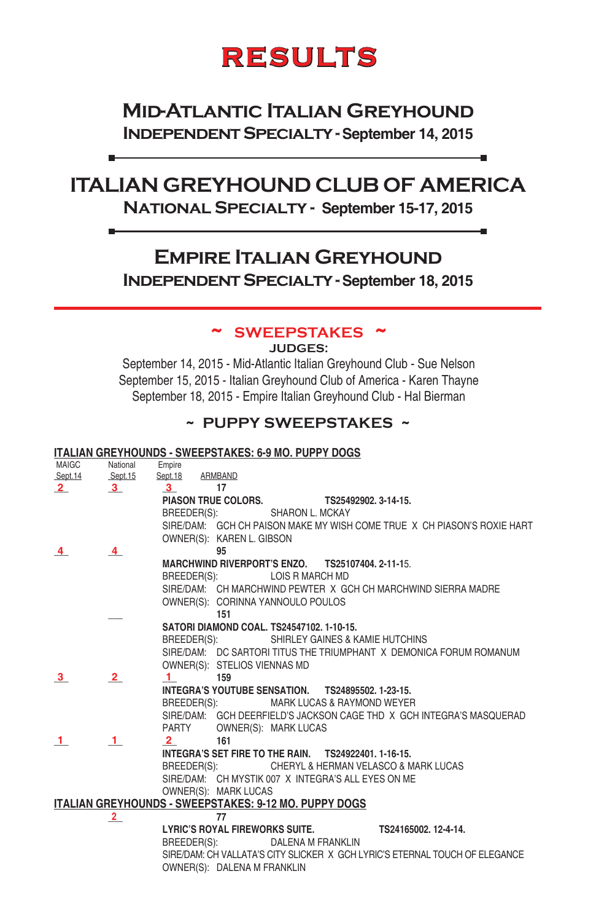# RESULTS

## Mid-Atlantic Italian Greyhound
### Independent Specialty - September 14, 2015

## ITALIAN GREYHOUND CLUB OF AMERICA
### National Specialty - September 15-17, 2015

## Empire Italian Greyhound
### Independent Specialty - September 18, 2015

## ~ SWEEPSTAKES ~

**JUDGES:**

September 14, 2015 - Mid-Atlantic Italian Greyhound Club - Sue Nelson
September 15, 2015 - Italian Greyhound Club of America - Karen Thayne
September 18, 2015 - Empire Italian Greyhound Club - Hal Bierman

## ~ PUPPY SWEEPSTAKES ~

### ITALIAN GREYHOUNDS - SWEEPSTAKES: 6-9 MO. PUPPY DOGS

| MAIGC Sept.14 | National Sept.15 | Empire Sept.18 | ARMBAND |
|---|---|---|---|
| 2 | 3 | 3 | 17 |

**PIASON TRUE COLORS.** **TS25492902. 3-14-15.**
BREEDER(S): SHARON L. MCKAY
SIRE/DAM: GCH CH PAISON MAKE MY WISH COME TRUE X CH PIASON'S ROXIE HART
OWNER(S): KAREN L. GIBSON

| MAIGC Sept.14 | National Sept.15 | Empire Sept.18 | ARMBAND |
|---|---|---|---|
| 4 | 4 | | 95 |

**MARCHWIND RIVERPORT'S ENZO.** **TS25107404. 2-11-15.**
BREEDER(S): LOIS R MARCH MD
SIRE/DAM: CH MARCHWIND PEWTER X GCH CH MARCHWIND SIERRA MADRE
OWNER(S): CORINNA YANNOULO POULOS

| MAIGC Sept.14 | National Sept.15 | Empire Sept.18 | ARMBAND |
|---|---|---|---|
| | ___ | | 151 |

**SATORI DIAMOND COAL. TS24547102. 1-10-15.**
BREEDER(S): SHIRLEY GAINES & KAMIE HUTCHINS
SIRE/DAM: DC SARTORI TITUS THE TRIUMPHANT X DEMONICA FORUM ROMANUM
OWNER(S): STELIOS VIENNAS MD

| MAIGC Sept.14 | National Sept.15 | Empire Sept.18 | ARMBAND |
|---|---|---|---|
| 3 | 2 | 1 | 159 |

**INTEGRA'S YOUTUBE SENSATION.** **TS24895502. 1-23-15.**
BREEDER(S): MARK LUCAS & RAYMOND WEYER
SIRE/DAM: GCH DEERFIELD'S JACKSON CAGE THD X GCH INTEGRA'S MASQUERAD PARTY
OWNER(S): MARK LUCAS

| MAIGC Sept.14 | National Sept.15 | Empire Sept.18 | ARMBAND |
|---|---|---|---|
| 1 | 1 | 2 | 161 |

**INTEGRA'S SET FIRE TO THE RAIN.** **TS24922401. 1-16-15.**
BREEDER(S): CHERYL & HERMAN VELASCO & MARK LUCAS
SIRE/DAM: CH MYSTIK 007 X INTEGRA'S ALL EYES ON ME
OWNER(S): MARK LUCAS

### ITALIAN GREYHOUNDS - SWEEPSTAKES: 9-12 MO. PUPPY DOGS

| MAIGC Sept.14 | National Sept.15 | Empire Sept.18 | ARMBAND |
|---|---|---|---|
| | 2 | | 77 |

**LYRIC'S ROYAL FIREWORKS SUITE.** **TS24165002. 12-4-14.**
BREEDER(S): DALENA M FRANKLIN
SIRE/DAM: CH VALLATA'S CITY SLICKER X GCH LYRIC'S ETERNAL TOUCH OF ELEGANCE
OWNER(S): DALENA M FRANKLIN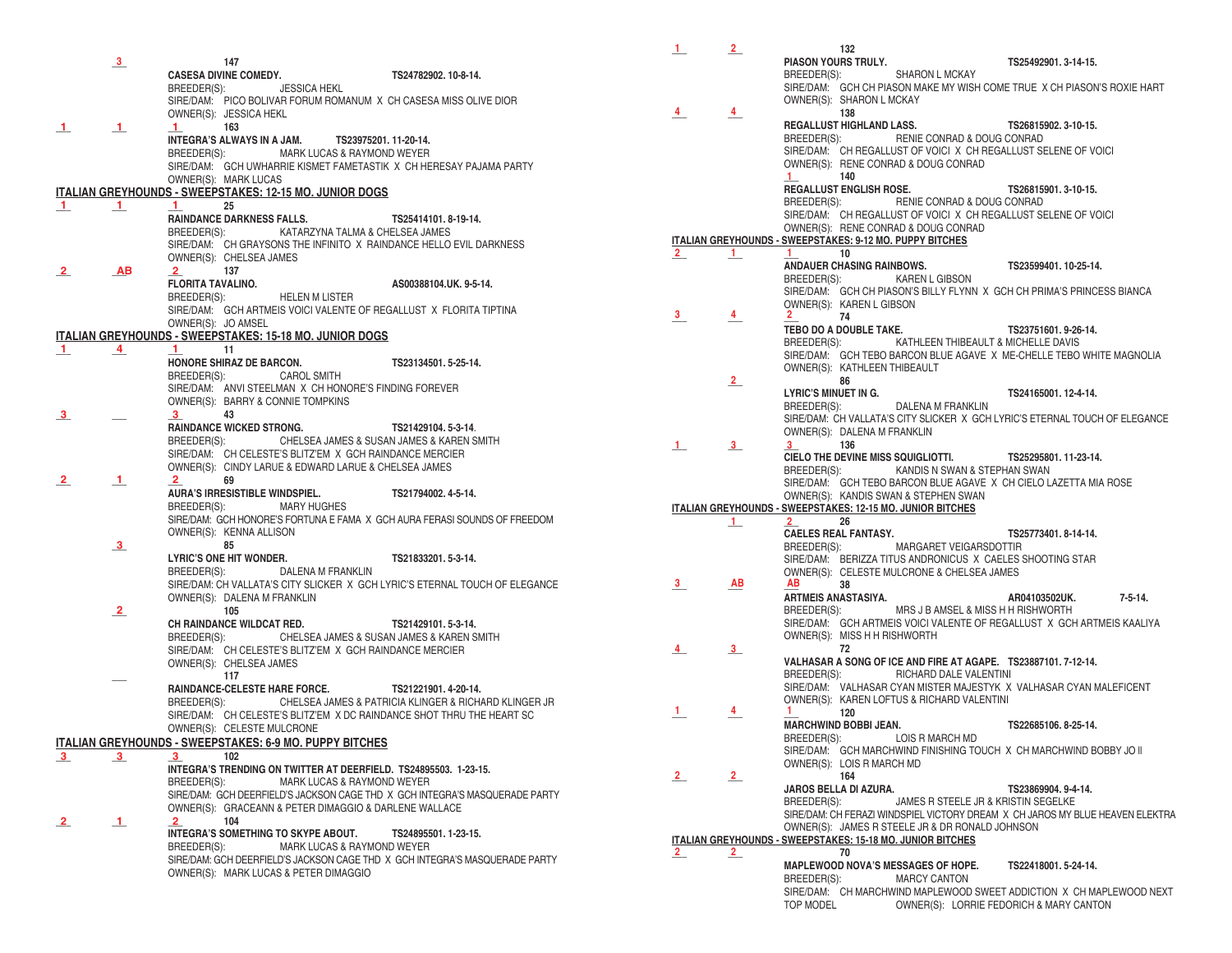3 — 147
**CASESA DIVINE COMEDY.** TS24782902. 10-8-14.
BREEDER(S): JESSICA HEKL
SIRE/DAM: PICO BOLIVAR FORUM ROMANUM X CH CASESA MISS OLIVE DIOR
OWNER(S): JESSICA HEKL

1 1 1 — 163
**INTEGRA'S ALWAYS IN A JAM.** TS23975201. 11-20-14.
BREEDER(S): MARK LUCAS & RAYMOND WEYER
SIRE/DAM: GCH UWHARRIE KISMET FAMETASTIK X CH HERESAY PAJAMA PARTY
OWNER(S): MARK LUCAS

## ITALIAN GREYHOUNDS - SWEEPSTAKES: 12-15 MO. JUNIOR DOGS

1 1 1 — 25
**RAINDANCE DARKNESS FALLS.** TS25414101. 8-19-14.
BREEDER(S): KATARZYNA TALMA & CHELSEA JAMES
SIRE/DAM: CH GRAYSONS THE INFINITO X RAINDANCE HELLO EVIL DARKNESS
OWNER(S): CHELSEA JAMES

2 AB 2 — 137
**FLORITA TAVALINO.** AS00388104.UK. 9-5-14.
BREEDER(S): HELEN M LISTER
SIRE/DAM: GCH ARTMEIS VOICI VALENTE OF REGALLUST X FLORITA TIPTINA
OWNER(S): JO AMSEL

## ITALIAN GREYHOUNDS - SWEEPSTAKES: 15-18 MO. JUNIOR DOGS

1 4 1 — 11
**HONORE SHIRAZ DE BARCON.** TS23134501. 5-25-14.
BREEDER(S): CAROL SMITH
SIRE/DAM: ANVI STEELMAN X CH HONORE'S FINDING FOREVER
OWNER(S): BARRY & CONNIE TOMPKINS

3 — 3 — 43
**RAINDANCE WICKED STRONG.** TS21429104. 5-3-14.
BREEDER(S): CHELSEA JAMES & SUSAN JAMES & KAREN SMITH
SIRE/DAM: CH CELESTE'S BLITZ'EM X GCH RAINDANCE MERCIER
OWNER(S): CINDY LARUE & EDWARD LARUE & CHELSEA JAMES

2 1 2 — 69
**AURA'S IRRESISTIBLE WINDSPIEL.** TS21794002. 4-5-14.
BREEDER(S): MARY HUGHES
SIRE/DAM: GCH HONORE'S FORTUNA E FAMA X GCH AURA FERASI SOUNDS OF FREEDOM
OWNER(S): KENNA ALLISON

3 — 85
**LYRIC'S ONE HIT WONDER.** TS21833201. 5-3-14.
BREEDER(S): DALENA M FRANKLIN
SIRE/DAM: CH VALLATA'S CITY SLICKER X GCH LYRIC'S ETERNAL TOUCH OF ELEGANCE
OWNER(S): DALENA M FRANKLIN

2 — 105
**CH RAINDANCE WILDCAT RED.** TS21429101. 5-3-14.
BREEDER(S): CHELSEA JAMES & SUSAN JAMES & KAREN SMITH
SIRE/DAM: CH CELESTE'S BLITZ'EM X GCH RAINDANCE MERCIER
OWNER(S): CHELSEA JAMES

— 117
**RAINDANCE-CELESTE HARE FORCE.** TS21221901. 4-20-14.
BREEDER(S): CHELSEA JAMES & PATRICIA KLINGER & RICHARD KLINGER JR
SIRE/DAM: CH CELESTE'S BLITZ'EM X DC RAINDANCE SHOT THRU THE HEART SC
OWNER(S): CELESTE MULCRONE

## ITALIAN GREYHOUNDS - SWEEPSTAKES: 6-9 MO. PUPPY BITCHES

3 3 3 — 102
**INTEGRA'S TRENDING ON TWITTER AT DEERFIELD.** TS24895503. 1-23-15.
BREEDER(S): MARK LUCAS & RAYMOND WEYER
SIRE/DAM: GCH DEERFIELD'S JACKSON CAGE THD X GCH INTEGRA'S MASQUERADE PARTY
OWNER(S): GRACEANN & PETER DIMAGGIO & DARLENE WALLACE

2 1 2 — 104
**INTEGRA'S SOMETHING TO SKYPE ABOUT.** TS24895501. 1-23-15.
BREEDER(S): MARK LUCAS & RAYMOND WEYER
SIRE/DAM: GCH DEERFIELD'S JACKSON CAGE THD X GCH INTEGRA'S MASQUERADE PARTY
OWNER(S): MARK LUCAS & PETER DIMAGGIO

1 2 — 132
**PIASON YOURS TRULY.** TS25492901. 3-14-15.
BREEDER(S): SHARON L MCKAY
SIRE/DAM: GCH CH PIASON MAKE MY WISH COME TRUE X CH PIASON'S ROXIE HART
OWNER(S): SHARON L MCKAY

4 4 — 138
**REGALLUST HIGHLAND LASS.** TS26815902. 3-10-15.
BREEDER(S): RENIE CONRAD & DOUG CONRAD
SIRE/DAM: CH REGALLUST OF VOICI X CH REGALLUST SELENE OF VOICI
OWNER(S): RENE CONRAD & DOUG CONRAD

1 — 140
**REGALLUST ENGLISH ROSE.** TS26815901. 3-10-15.
BREEDER(S): RENIE CONRAD & DOUG CONRAD
SIRE/DAM: CH REGALLUST OF VOICI X CH REGALLUST SELENE OF VOICI
OWNER(S): RENE CONRAD & DOUG CONRAD

## ITALIAN GREYHOUNDS - SWEEPSTAKES: 9-12 MO. PUPPY BITCHES

2 1 1 — 10
**ANDAUER CHASING RAINBOWS.** TS23599401. 10-25-14.
BREEDER(S): KAREN L GIBSON
SIRE/DAM: GCH CH PIASON'S BILLY FLYNN X GCH CH PRIMA'S PRINCESS BIANCA
OWNER(S): KAREN L GIBSON

3 4 2 — 74
**TEBO DO A DOUBLE TAKE.** TS23751601. 9-26-14.
BREEDER(S): KATHLEEN THIBEAULT & MICHELLE DAVIS
SIRE/DAM: GCH TEBO BARCON BLUE AGAVE X ME-CHELLE TEBO WHITE MAGNOLIA
OWNER(S): KATHLEEN THIBEAULT

2 — 86
**LYRIC'S MINUET IN G.** TS24165001. 12-4-14.
BREEDER(S): DALENA M FRANKLIN
SIRE/DAM: CH VALLATA'S CITY SLICKER X GCH LYRIC'S ETERNAL TOUCH OF ELEGANCE
OWNER(S): DALENA M FRANKLIN

1 3 3 — 136
**CIELO THE DEVINE MISS SQUIGLIOTTI.** TS25295801. 11-23-14.
BREEDER(S): KANDIS N SWAN & STEPHAN SWAN
SIRE/DAM: GCH TEBO BARCON BLUE AGAVE X CH CIELO LAZETTA MIA ROSE
OWNER(S): KANDIS SWAN & STEPHEN SWAN

## ITALIAN GREYHOUNDS - SWEEPSTAKES: 12-15 MO. JUNIOR BITCHES

1 2 — 26
**CAELES REAL FANTASY.** TS25773401. 8-14-14.
BREEDER(S): MARGARET VEIGARSDOTTIR
SIRE/DAM: BERIZZA TITUS ANDRONICUS X CAELES SHOOTING STAR
OWNER(S): CELESTE MULCRONE & CHELSEA JAMES

3 AB AB — 38
**ARTMEIS ANASTASIYA.** AR04103502UK. 7-5-14.
BREEDER(S): MRS J B AMSEL & MISS H H RISHWORTH
SIRE/DAM: GCH ARTMEIS VOICI VALENTE OF REGALLUST X GCH ARTMEIS KAALIYA
OWNER(S): MISS H H RISHWORTH

4 3 — 72
**VALHASAR A SONG OF ICE AND FIRE AT AGAPE.** TS23887101. 7-12-14.
BREEDER(S): RICHARD DALE VALENTINI
SIRE/DAM: VALHASAR CYAN MISTER MAJESTYK X VALHASAR CYAN MALEFICENT
OWNER(S): KAREN LOFTUS & RICHARD VALENTINI

1 4 1 — 120
**MARCHWIND BOBBI JEAN.** TS22685106. 8-25-14.
BREEDER(S): LOIS R MARCH MD
SIRE/DAM: GCH MARCHWIND FINISHING TOUCH X CH MARCHWIND BOBBY JO II
OWNER(S): LOIS R MARCH MD

2 2 — 164
**JAROS BELLA DI AZURA.** TS23869904. 9-4-14.
BREEDER(S): JAMES R STEELE JR & KRISTIN SEGELKE
SIRE/DAM: CH FERAZI WINDSPIEL VICTORY DREAM X CH JAROS MY BLUE HEAVEN ELEKTRA
OWNER(S): JAMES R STEELE JR & DR RONALD JOHNSON

## ITALIAN GREYHOUNDS - SWEEPSTAKES: 15-18 MO. JUNIOR BITCHES

2 2 — 70
**MAPLEWOOD NOVA'S MESSAGES OF HOPE.** TS22418001. 5-24-14.
BREEDER(S): MARCY CANTON
SIRE/DAM: CH MARCHWIND MAPLEWOOD SWEET ADDICTION X CH MAPLEWOOD NEXT TOP MODEL
OWNER(S): LORRIE FEDORICH & MARY CANTON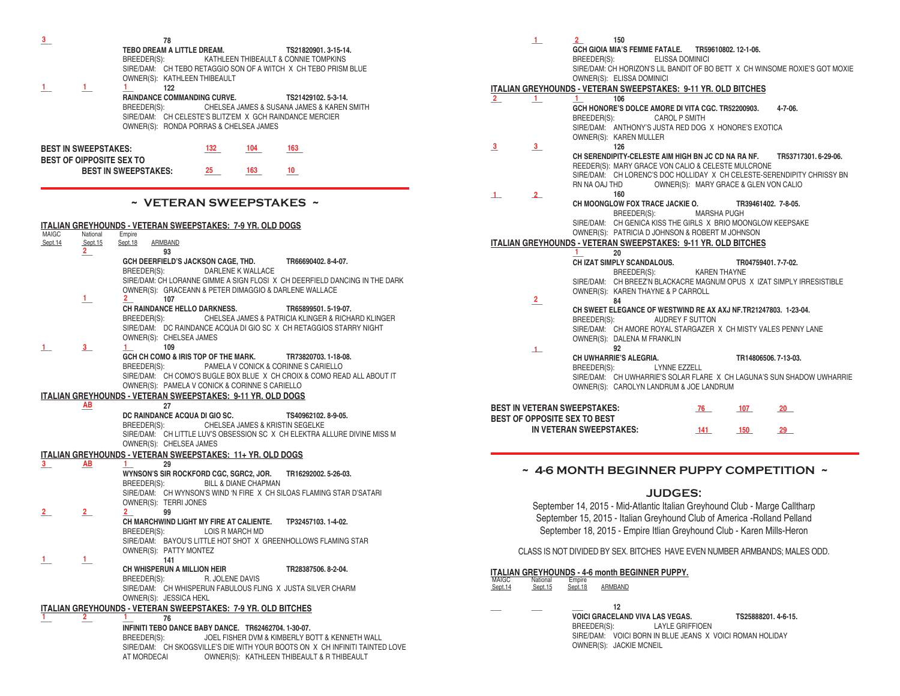3 | | 78

**TEBO DREAM A LITTLE DREAM.** TS21820901. 3-15-14.
BREEDER(S): KATHLEEN THIBEAULT & CONNIE TOMPKINS
SIRE/DAM: CH TEBO RETAGGIO SON OF A WITCH X CH TEBO PRISM BLUE
OWNER(S): KATHLEEN THIBEAULT

1 | 1 | 1 | 122

**RAINDANCE COMMANDING CURVE.** TS21429102. 5-3-14.
BREEDER(S): CHELSEA JAMES & SUSANA JAMES & KAREN SMITH
SIRE/DAM: CH CELESTE'S BLITZ'EM X GCH RAINDANCE MERCIER
OWNER(S): RONDA PORRAS & CHELSEA JAMES

| | | | |
|---|---|---|---|
| **BEST IN SWEEPSTAKES:** | 132 | 104 | 163 |
| **BEST OF OIPPOSITE SEX TO BEST IN SWEEPSTAKES:** | 25 | 163 | 10 |

## ~ VETERAN SWEEPSTAKES ~

### ITALIAN GREYHOUNDS - VETERAN SWEEPSTAKES: 7-9 YR. OLD DOGS

MAIGC Sept.14 | National Sept.15 | Empire Sept.18 | ARMBAND

| 2 | | 93

**GCH DEERFIELD'S JACKSON CAGE, THD.** TR66690402. 8-4-07.
BREEDER(S): DARLENE K WALLACE
SIRE/DAM: CH LORANNE GIMME A SIGN FLOSI X CH DEERFIELD DANCING IN THE DARK
OWNER(S): GRACEANN & PETER DIMAGGIO & DARLENE WALLACE

| 1 | 2 | 107

**CH RAINDANCE HELLO DARKNESS.** TR65899501. 5-19-07.
BREEDER(S): CHELSEA JAMES & PATRICIA KLINGER & RICHARD KLINGER
SIRE/DAM: DC RAINDANCE ACQUA DI GIO SC X CH RETAGGIOS STARRY NIGHT
OWNER(S): CHELSEA JAMES

1 | 3 | 1 | 109

**GCH CH COMO & IRIS TOP OF THE MARK.** TR73820703. 1-18-08.
BREEDER(S): PAMELA V CONICK & CORINNE S CARIELLO
SIRE/DAM: CH COMO'S BUGLE BOX BLUE X CH CROIX & COMO READ ALL ABOUT IT
OWNER(S): PAMELA V CONICK & CORINNE S CARIELLO

### ITALIAN GREYHOUNDS - VETERAN SWEEPSTAKES: 9-11 YR. OLD DOGS

| AB | | 27

**DC RAINDANCE ACQUA DI GIO SC.** TS40962102. 8-9-05.
BREEDER(S): CHELSEA JAMES & KRISTIN SEGELKE
SIRE/DAM: CH LITTLE LUV'S OBSESSION SC X CH ELEKTRA ALLURE DIVINE MISS M
OWNER(S): CHELSEA JAMES

### ITALIAN GREYHOUNDS - VETERAN SWEEPSTAKES: 11+ YR. OLD DOGS

3 | AB | 1 | 29

**WYNSON'S SIR ROCKFORD CGC, SGRC2, JOR.** TR16292002. 5-26-03.
BREEDER(S): BILL & DIANE CHAPMAN
SIRE/DAM: CH WYNSON'S WIND 'N FIRE X CH SILOAS FLAMING STAR D'SATARI
OWNER(S): TERRI JONES

2 | 2 | 2 | 99

**CH MARCHWIND LIGHT MY FIRE AT CALIENTE.** TP32457103. 1-4-02.
BREEDER(S): LOIS R MARCH MD
SIRE/DAM: BAYOU'S LITTLE HOT SHOT X GREENHOLLOWS FLAMING STAR
OWNER(S): PATTY MONTEZ

1 | 1 | | 141

**CH WHISPERUN A MILLION HEIR** TR28387506. 8-2-04.
BREEDER(S): R. JOLENE DAVIS
SIRE/DAM: CH WHISPERUN FABULOUS FLING X JUSTA SILVER CHARM
OWNER(S): JESSICA HEKL

### ITALIAN GREYHOUNDS - VETERAN SWEEPSTAKES: 7-9 YR. OLD BITCHES

1 | 2 | 1 | 76

**INFINITI TEBO DANCE BABY DANCE.** TR62462704. 1-30-07.
BREEDER(S): JOEL FISHER DVM & KIMBERLY BOTT & KENNETH WALL
SIRE/DAM: CH SKOGSVILLE'S DIE WITH YOUR BOOTS ON X CH INFINITI TAINTED LOVE AT MORDECAI
OWNER(S): KATHLEEN THIBEAULT & R THIBEAULT

1 | | 2 | 150

**GCH GIOIA MIA'S FEMME FATALE.** TR59610802. 12-1-06.
BREEDER(S): ELISSA DOMINICI
SIRE/DAM: CH HORIZON'S LIL BANDIT OF BO BETT X CH WINSOME ROXIE'S GOT MOXIE
OWNER(S): ELISSA DOMINICI

### ITALIAN GREYHOUNDS - VETERAN SWEEPSTAKES: 9-11 YR. OLD BITCHES

2 | 1 | 1 | 106

**GCH HONORE'S DOLCE AMORE DI VITA CGC.** TR52200903. 4-7-06.
BREEDER(S): CAROL P SMITH
SIRE/DAM: ANTHONY'S JUSTA RED DOG X HONORE'S EXOTICA
OWNER(S): KAREN MULLER

3 | 3 | | 126

**CH SERENDIPITY-CELESTE AIM HIGH BN JC CD NA RA NF.** TR53717301. 6-29-06.
REEDER(S): MARY GRACE VON CALIO & CELESTE MULCRONE
SIRE/DAM: CH LORENC'S DOC HOLLIDAY X CH CELESTE-SERENDIPITY CHRISSY BN RN NA OAJ THD
OWNER(S): MARY GRACE & GLEN VON CALIO

1 | 2 | | 160

**CH MOONGLOW FOX TRACE JACKIE O.** TR39461402. 7-8-05.
BREEDER(S): MARSHA PUGH
SIRE/DAM: CH GENICA KISS THE GIRLS X BRIO MOONGLOW KEEPSAKE
OWNER(S): PATRICIA D JOHNSON & ROBERT M JOHNSON

### ITALIAN GREYHOUNDS - VETERAN SWEEPSTAKES: 9-11 YR. OLD BITCHES

| | 1 | 20

**CH IZAT SIMPLY SCANDALOUS.** TR04759401. 7-7-02.
BREEDER(S): KAREN THAYNE
SIRE/DAM: CH BREEZ'N BLACKACRE MAGNUM OPUS X IZAT SIMPLY IRRESISTIBLE
OWNER(S): KAREN THAYNE & P CARROLL

| 2 | | 84

**CH SWEET ELEGANCE OF WESTWIND RE AX AXJ NF.** TR21247803. 1-23-04.
BREEDER(S): AUDREY F SUTTON
SIRE/DAM: CH AMORE ROYAL STARGAZER X CH MISTY VALES PENNY LANE
OWNER(S): DALENA M FRANKLIN

| 1 | | 92

**CH UWHARRIE'S ALEGRIA.** TR14806506. 7-13-03.
BREEDER(S): LYNNE EZZELL
SIRE/DAM: CH UWHARRIE'S SOLAR FLARE X CH LAGUNA'S SUN SHADOW UWHARRIE
OWNER(S): CAROLYN LANDRUM & JOE LANDRUM

| | | | |
|---|---|---|---|
| **BEST IN VETERAN SWEEPSTAKES:** | 76 | 107 | 20 |
| **BEST OF OPPOSITE SEX TO BEST IN VETERAN SWEEPSTAKES:** | 141 | 150 | 29 |

## ~ 4-6 MONTH BEGINNER PUPPY COMPETITION ~

### JUDGES:

September 14, 2015 - Mid-Atlantic Italian Greyhound Club - Marge Calltharp
September 15, 2015 - Italian Greyhound Club of America -Rolland Pelland
September 18, 2015 - Empire Itlian Greyhound Club - Karen Mills-Heron

CLASS IS NOT DIVIDED BY SEX. BITCHES HAVE EVEN NUMBER ARMBANDS; MALES ODD.

### ITALIAN GREYHOUNDS - 4-6 month BEGINNER PUPPY.

MAIGC Sept.14 | National Sept.15 | Empire Sept.18 | ARMBAND

___ | ___ | ___ | 12

**VOICI GRACELAND VIVA LAS VEGAS.** TS25888201. 4-6-15.
BREEDER(S): LAYLE GRIFFIOEN
SIRE/DAM: VOICI BORN IN BLUE JEANS X VOICI ROMAN HOLIDAY
OWNER(S): JACKIE MCNEIL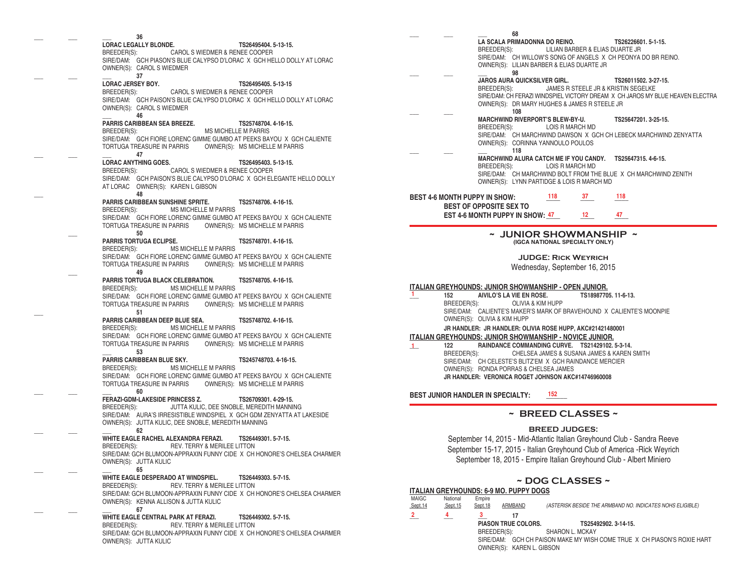___ ___ ___ **36**
**LORAC LEGALLY BLONDE.** **TS26495404. 5-13-15.**
BREEDER(S): CAROL S WIEDMER & RENEE COOPER
SIRE/DAM: GCH PIASON'S BLUE CALYPSO D'LORAC X GCH HELLO DOLLY AT LORAC
OWNER(S): CAROL S WIEDMER

___ ___ ___ **37**
**LORAC JERSEY BOY.** **TS26495405. 5-13-15**
BREEDER(S): CAROL S WIEDMER & RENEE COOPER
SIRE/DAM: GCH PAISON'S BLUE CALYPSO D'LORAC X GCH HELLO DOLLY AT LORAC
OWNER(S): CAROL S WIEDMER

___ ___ ___ **46**
**PARRIS CARIBBEAN SEA BREEZE.** **TS25748704. 4-16-15.**
BREEDER(S): MS MICHELLE M PARRIS
SIRE/DAM: GCH FIORE LORENC GIMME GUMBO AT PEEKS BAYOU X GCH CALIENTE TORTUGA TREASURE IN PARRIS OWNER(S): MS MICHELLE M PARRIS

___ ___ ___ **47**
**LORAC ANYTHING GOES.** **TS26495403. 5-13-15.**
BREEDER(S): CAROL S WIEDMER & RENEE COOPER
SIRE/DAM: GCH PAISON'S BLUE CALYPSO D'LORAC X GCH ELEGANTE HELLO DOLLY AT LORAC OWNER(S): KAREN L GIBSON

___ **48**
**PARRIS CARIBBEAN SUNSHINE SPRITE.** **TS25748706. 4-16-15.**
BREEDER(S): MS MICHELLE M PARRIS
SIRE/DAM: GCH FIORE LORENC GIMME GUMBO AT PEEKS BAYOU X GCH CALIENTE TORTUGA TREASURE IN PARRIS OWNER(S): MS MICHELLE M PARRIS

___ **50**
**PARRIS TORTUGA ECLIPSE.** **TS25748701. 4-16-15.**
BREEDER(S): MS MICHELLE M PARRIS
SIRE/DAM: GCH FIORE LORENC GIMME GUMBO AT PEEKS BAYOU X GCH CALIENTE TORTUGA TREASURE IN PARRIS OWNER(S): MS MICHELLE M PARRIS

___ **49**
**PARRIS TORTUGA BLACK CELEBRATION.** **TS25748705. 4-16-15.**
BREEDER(S): MS MICHELLE M PARRIS
SIRE/DAM: GCH FIORE LORENC GIMME GUMBO AT PEEKS BAYOU X GCH CALIENTE TORTUGA TREASURE IN PARRIS OWNER(S): MS MICHELLE M PARRIS

___ **51**
**PARRIS CARIBBEAN DEEP BLUE SEA.** **TS25748702. 4-16-15.**
BREEDER(S): MS MICHELLE M PARRIS
SIRE/DAM: GCH FIORE LORENC GIMME GUMBO AT PEEKS BAYOU X GCH CALIENTE TORTUGA TREASURE IN PARRIS OWNER(S): MS MICHELLE M PARRIS

___ **53**
**PARRIS CARIBBEAN BLUE SKY.** **TS245748703. 4-16-15.**
BREEDER(S): MS MICHELLE M PARRIS
SIRE/DAM: GCH FIORE LORENC GIMME GUMBO AT PEEKS BAYOU X GCH CALIENTE TORTUGA TREASURE IN PARRIS OWNER(S): MS MICHELLE M PARRIS

___ ___ ___ **60**
**FERAZI-GDM-LAKESIDE PRINCESS Z.** **TS26709301. 4-29-15.**
BREEDER(S): JUTTA KULIC, DEE SNOBLE, MEREDITH MANNING
SIRE/DAM: AURA'S IRRESISTIBLE WINDSPIEL X GCH GDM ZENYATTA AT LAKESIDE
OWNER(S): JUTTA KULIC, DEE SNOBLE, MEREDITH MANNING

___ ___ ___ **62**
**WHITE EAGLE RACHEL ALEXANDRA FERAZI.** **TS26449301. 5-7-15.**
BREEDER(S): REV. TERRY & MERILEE LITTON
SIRE/DAM: GCH BLUMOON-APPRAXIN FUNNY CIDE X CH HONORE'S CHELSEA CHARMER
OWNER(S): JUTTA KULIC

___ ___ ___ **65**
**WHITE EAGLE DESPERADO AT WINDSPIEL.** **TS26449303. 5-7-15.**
BREEDER(S): REV. TERRY & MERILEE LITTON
SIRE/DAM: GCH BLUMOON-APPRAXIN FUNNY CIDE X CH HONORE'S CHELSEA CHARMER
OWNER(S): KENNA ALLISON & JUTTA KULIC

___ ___ ___ **67**
**WHITE EAGLE CENTRAL PARK AT FERAZI.** **TS26449302. 5-7-15.**
BREEDER(S): REV. TERRY & MERILEE LITTON
SIRE/DAM: GCH BLUMOON-APPRAXIN FUNNY CIDE X CH HONORE'S CHELSEA CHARMER
OWNER(S): JUTTA KULIC

___ ___ ___ **68**
**LA SCALA PRIMADONNA DO REINO.** **TS26226601. 5-1-15.**
BREEDER(S): LILIAN BARBER & ELIAS DUARTE JR
SIRE/DAM: CH WILLOW'S SONG OF ANGELS X CH PEONYA DO BR REINO.
OWNER(S): LILIAN BARBER & ELIAS DUARTE JR

___ ___ ___ **98**
**JAROS AURA QUICKSILVER GIRL.** **TS26011502. 3-27-15.**
BREEDER(S): JAMES R STEELE JR & KRISTIN SEGELKE
SIRE/DAM: CH FERAZI WINDSPIEL VICTORY DREAM X CH JAROS MY BLUE HEAVEN ELECTRA
OWNER(S): DR MARY HUGHES & JAMES R STEELE JR

___ ___ **108**
**MARCHWIND RIVERPORT'S BLEW-BY-U.** **TS25647201. 3-25-15.**
BREEDER(S): LOIS R MARCH MD
SIRE/DAM: CH MARCHWIND DAWSON X GCH CH LEBECK MARCHWIND ZENYATTA
OWNER(S): CORINNA YANNOULO POULOS

___ ___ ___ **118**
**MARCHWIND ALURA CATCH ME IF YOU CANDY.** **TS25647315. 4-6-15.**
BREEDER(S): LOIS R MARCH MD
SIRE/DAM: CH MARCHWIND BOLT FROM THE BLUE X CH MARCHWIND ZENITH
OWNER(S): LYNN PARTIDGE & LOIS R MARCH MD

**BEST 4-6 MONTH PUPPY IN SHOW:** 118 37 118
**BEST OF OPPOSITE SEX TO**
**EST 4-6 MONTH PUPPY IN SHOW:** 47 12 47

## ~ JUNIOR SHOWMANSHIP ~

**(IGCA NATIONAL SPECIALTY ONLY)**

**JUDGE: Rick Weyrich**
Wednesday, September 16, 2015

**ITALIAN GREYHOUNDS: JUNIOR SHOWMANSHIP - OPEN JUNIOR.**

1 **152** **AIVILO'S LA VIE EN ROSE.** **TS18987705. 11-6-13.**
BREEDER(S): OLIVIA & KIM HUPP
SIRE/DAM: CALIENTE'S MAKER'S MARK OF BRAVEHOUND X CALIENTE'S MOONPIE
OWNER(S): OLIVIA & KIM HUPP
**JR HANDLER: JR HANDLER: OLIVIA ROSE HUPP, AKC#21421480001**

**ITALIAN GREYHOUNDS: JUNIOR SHOWMANSHIP - NOVICE JUNIOR.**

1 **122** **RAINDANCE COMMANDING CURVE.** **TS21429102. 5-3-14.**
BREEDER(S): CHELSEA JAMES & SUSANA JAMES & KAREN SMITH
SIRE/DAM: CH CELESTE'S BLITZ'EM X GCH RAINDANCE MERCIER
OWNER(S): RONDA PORRAS & CHELSEA JAMES
**JR HANDLER: VERONICA ROGET JOHNSON AKC#14746960008**

**BEST JUNIOR HANDLER IN SPECIALTY:** 152

## ~ BREED CLASSES ~

**BREED JUDGES:**
September 14, 2015 - Mid-Atlantic Italian Greyhound Club - Sandra Reeve
September 15-17, 2015 - Italian Greyhound Club of America -Rick Weyrich
September 18, 2015 - Empire Italian Greyhound Club - Albert Miniero

## ~ DOG CLASSES ~

**ITALIAN GREYHOUNDS: 6-9 MO. PUPPY DOGS**

| MAIGC Sept.14 | National Sept.15 | Empire Sept.18 | ARMBAND | *(ASTERISK BESIDE THE ARMBAND NO. INDICATES NOHS ELIGIBLE)* |
|---|---|---|---|---|
| 2 | 4 | 3 | 17 | |

**PIASON TRUE COLORS.** **TS25492902. 3-14-15.**
BREEDER(S): SHARON L. MCKAY
SIRE/DAM: GCH CH PAISON MAKE MY WISH COME TRUE X CH PIASON'S ROXIE HART
OWNER(S): KAREN L. GIBSON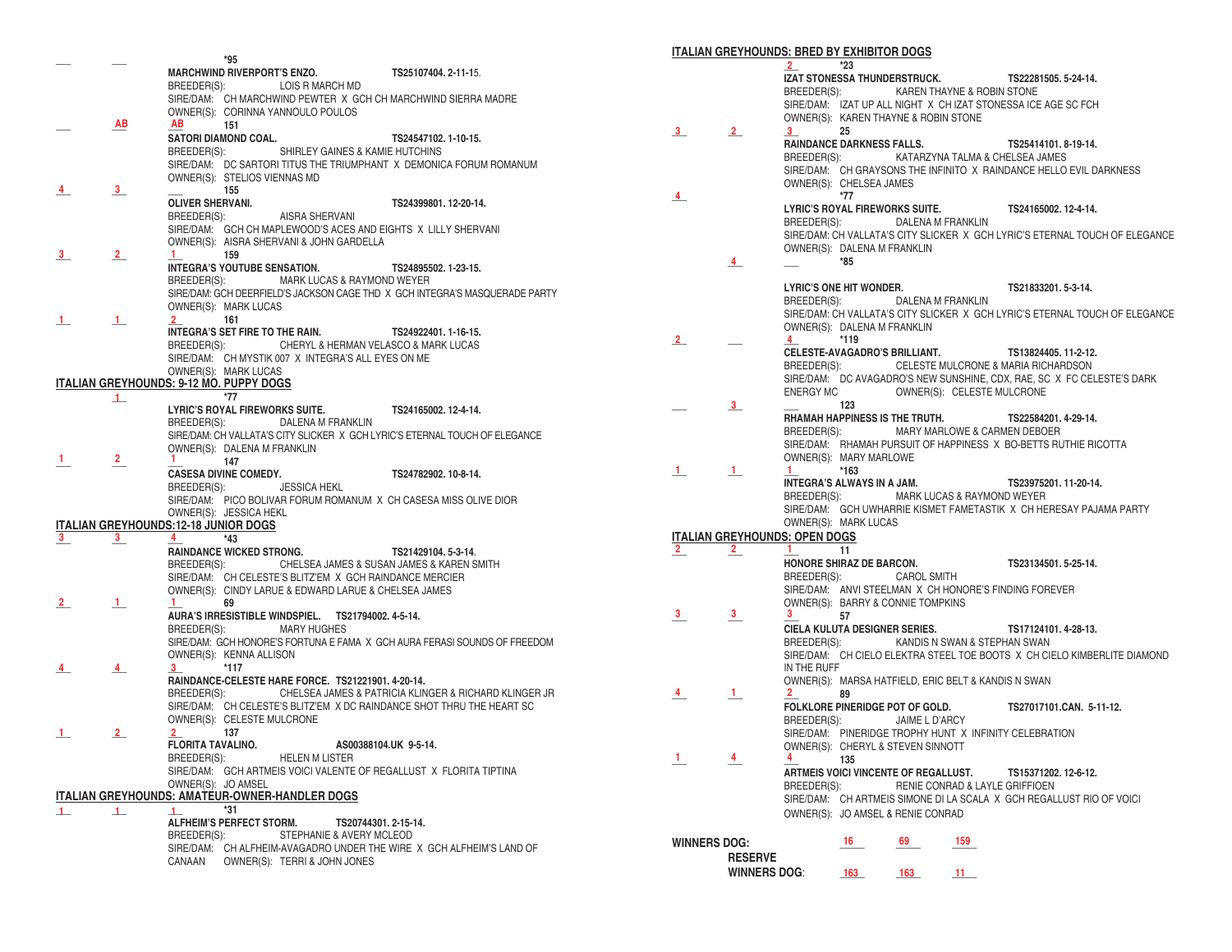___ ___ ___ *95
**MARCHWIND RIVERPORT'S ENZO.** TS25107404. 2-11-15.
BREEDER(S): LOIS R MARCH MD
SIRE/DAM: CH MARCHWIND PEWTER X GCH CH MARCHWIND SIERRA MADRE
OWNER(S): CORINNA YANNOULO POULOS

___ AB AB 151
**SATORI DIAMOND COAL.** TS24547102. 1-10-15.
BREEDER(S): SHIRLEY GAINES & KAMIE HUTCHINS
SIRE/DAM: DC SARTORI TITUS THE TRIUMPHANT X DEMONICA FORUM ROMANUM
OWNER(S): STELIOS VIENNAS MD

4 3 ___ 155
**OLIVER SHERVANI.** TS24399801. 12-20-14.
BREEDER(S): AISRA SHERVANI
SIRE/DAM: GCH CH MAPLEWOOD'S ACES AND EIGHTS X LILLY SHERVANI
OWNER(S): AISRA SHERVANI & JOHN GARDELLA

3 2 1 159
**INTEGRA'S YOUTUBE SENSATION.** TS24895502. 1-23-15.
BREEDER(S): MARK LUCAS & RAYMOND WEYER
SIRE/DAM: GCH DEERFIELD'S JACKSON CAGE THD X GCH INTEGRA'S MASQUERADE PARTY
OWNER(S): MARK LUCAS

1 1 2 161
**INTEGRA'S SET FIRE TO THE RAIN.** TS24922401. 1-16-15.
BREEDER(S): CHERYL & HERMAN VELASCO & MARK LUCAS
SIRE/DAM: CH MYSTIK 007 X INTEGRA'S ALL EYES ON ME
OWNER(S): MARK LUCAS

## ITALIAN GREYHOUNDS: 9-12 MO. PUPPY DOGS

1 *77
**LYRIC'S ROYAL FIREWORKS SUITE.** TS24165002. 12-4-14.
BREEDER(S): DALENA M FRANKLIN
SIRE/DAM: CH VALLATA'S CITY SLICKER X GCH LYRIC'S ETERNAL TOUCH OF ELEGANCE
OWNER(S): DALENA M FRANKLIN

1 2 1 147
**CASESA DIVINE COMEDY.** TS24782902. 10-8-14.
BREEDER(S): JESSICA HEKL
SIRE/DAM: PICO BOLIVAR FORUM ROMANUM X CH CASESA MISS OLIVE DIOR
OWNER(S): JESSICA HEKL

## ITALIAN GREYHOUNDS:12-18 JUNIOR DOGS

3 3 4 *43
**RAINDANCE WICKED STRONG.** TS21429104. 5-3-14.
BREEDER(S): CHELSEA JAMES & SUSAN JAMES & KAREN SMITH
SIRE/DAM: CH CELESTE'S BLITZ'EM X GCH RAINDANCE MERCIER
OWNER(S): CINDY LARUE & EDWARD LARUE & CHELSEA JAMES

2 1 1 69
**AURA'S IRRESISTIBLE WINDSPIEL.** TS21794002. 4-5-14.
BREEDER(S): MARY HUGHES
SIRE/DAM: GCH HONORE'S FORTUNA E FAMA X GCH AURA FERASI SOUNDS OF FREEDOM
OWNER(S): KENNA ALLISON

4 4 3 *117
**RAINDANCE-CELESTE HARE FORCE.** TS21221901. 4-20-14.
BREEDER(S): CHELSEA JAMES & PATRICIA KLINGER & RICHARD KLINGER JR
SIRE/DAM: CH CELESTE'S BLITZ'EM X DC RAINDANCE SHOT THRU THE HEART SC
OWNER(S): CELESTE MULCRONE

1 2 2 137
**FLORITA TAVALINO.** AS00388104.UK 9-5-14.
BREEDER(S): HELEN M LISTER
SIRE/DAM: GCH ARTMEIS VOICI VALENTE OF REGALLUST X FLORITA TIPTINA
OWNER(S): JO AMSEL

## ITALIAN GREYHOUNDS: AMATEUR-OWNER-HANDLER DOGS

1 1 1 *31
**ALFHEIM'S PERFECT STORM.** TS20744301. 2-15-14.
BREEDER(S): STEPHANIE & AVERY MCLEOD
SIRE/DAM: CH ALFHEIM-AVAGADRO UNDER THE WIRE X GCH ALFHEIM'S LAND OF CANAAN OWNER(S): TERRI & JOHN JONES

## ITALIAN GREYHOUNDS: BRED BY EXHIBITOR DOGS

2 *23
**IZAT STONESSA THUNDERSTRUCK.** TS22281505. 5-24-14.
BREEDER(S): KAREN THAYNE & ROBIN STONE
SIRE/DAM: IZAT UP ALL NIGHT X CH IZAT STONESSA ICE AGE SC FCH
OWNER(S): KAREN THAYNE & ROBIN STONE

3 2 3 25
**RAINDANCE DARKNESS FALLS.** TS25414101. 8-19-14.
BREEDER(S): KATARZYNA TALMA & CHELSEA JAMES
SIRE/DAM: CH GRAYSONS THE INFINITO X RAINDANCE HELLO EVIL DARKNESS
OWNER(S): CHELSEA JAMES

4 *77
**LYRIC'S ROYAL FIREWORKS SUITE.** TS24165002. 12-4-14.
BREEDER(S): DALENA M FRANKLIN
SIRE/DAM: CH VALLATA'S CITY SLICKER X GCH LYRIC'S ETERNAL TOUCH OF ELEGANCE
OWNER(S): DALENA M FRANKLIN

4 ___ *85
**LYRIC'S ONE HIT WONDER.** TS21833201. 5-3-14.
BREEDER(S): DALENA M FRANKLIN
SIRE/DAM: CH VALLATA'S CITY SLICKER X GCH LYRIC'S ETERNAL TOUCH OF ELEGANCE
OWNER(S): DALENA M FRANKLIN

2 ___ 4 *119
**CELESTE-AVAGADRO'S BRILLIANT.** TS13824405. 11-2-12.
BREEDER(S): CELESTE MULCRONE & MARIA RICHARDSON
SIRE/DAM: DC AVAGADRO'S NEW SUNSHINE, CDX, RAE, SC X FC CELESTE'S DARK ENERGY MC OWNER(S): CELESTE MULCRONE

___ 3 ___ 123
**RHAMAH HAPPINESS IS THE TRUTH.** TS22584201. 4-29-14.
BREEDER(S): MARY MARLOWE & CARMEN DEBOER
SIRE/DAM: RHAMAH PURSUIT OF HAPPINESS X BO-BETTS RUTHIE RICOTTA
OWNER(S): MARY MARLOWE

1 1 1 *163
**INTEGRA'S ALWAYS IN A JAM.** TS23975201. 11-20-14.
BREEDER(S): MARK LUCAS & RAYMOND WEYER
SIRE/DAM: GCH UWHARRIE KISMET FAMETASTIK X CH HERESAY PAJAMA PARTY
OWNER(S): MARK LUCAS

## ITALIAN GREYHOUNDS: OPEN DOGS

2 2 1 11
**HONORE SHIRAZ DE BARCON.** TS23134501. 5-25-14.
BREEDER(S): CAROL SMITH
SIRE/DAM: ANVI STEELMAN X CH HONORE'S FINDING FOREVER
OWNER(S): BARRY & CONNIE TOMPKINS

3 3 3 57
**CIELA KULUTA DESIGNER SERIES.** TS17124101. 4-28-13.
BREEDER(S): KANDIS N SWAN & STEPHAN SWAN
SIRE/DAM: CH CIELO ELEKTRA STEEL TOE BOOTS X CH CIELO KIMBERLITE DIAMOND IN THE RUFF
OWNER(S): MARSA HATFIELD, ERIC BELT & KANDIS N SWAN

4 1 2 89
**FOLKLORE PINERIDGE POT OF GOLD.** TS27017101.CAN. 5-11-12.
BREEDER(S): JAIME L D'ARCY
SIRE/DAM: PINERIDGE TROPHY HUNT X INFINITY CELEBRATION
OWNER(S): CHERYL & STEVEN SINNOTT

1 4 4 135
**ARTMEIS VOICI VINCENTE OF REGALLUST.** TS15371202. 12-6-12.
BREEDER(S): RENIE CONRAD & LAYLE GRIFFIOEN
SIRE/DAM: CH ARTMEIS SIMONE DI LA SCALA X GCH REGALLUST RIO OF VOICI
OWNER(S): JO AMSEL & RENIE CONRAD

| | | | |
|---|---|---|---|
| **WINNERS DOG:** | 16 | 69 | 159 |
| **RESERVE WINNERS DOG:** | 163 | 163 | 11 |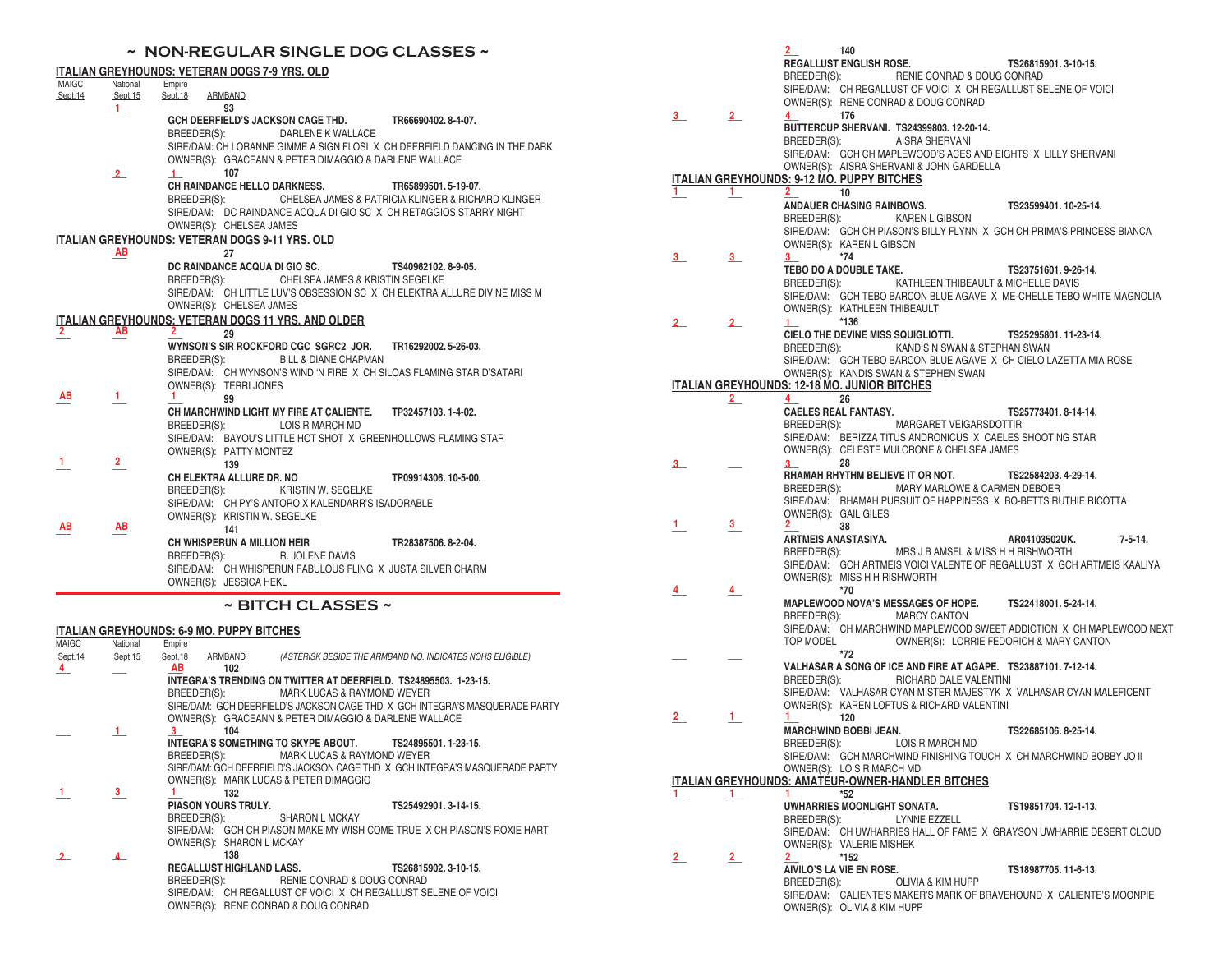# ~ NON-REGULAR SINGLE DOG CLASSES ~

## ITALIAN GREYHOUNDS: VETERAN DOGS 7-9 YRS. OLD

| MAIGC Sept.14 | National Sept.15 | Empire Sept.18 | ARMBAND | |
|---|---|---|---|---|
| | 1 | | 93 | **GCH DEERFIELD'S JACKSON CAGE THD.** TR66690402. 8-4-07. BREEDER(S): DARLENE K WALLACE SIRE/DAM: CH LORANNE GIMME A SIGN FLOSI X CH DEERFIELD DANCING IN THE DARK OWNER(S): GRACEANN & PETER DIMAGGIO & DARLENE WALLACE |
| | 2 | 1 | 107 | **CH RAINDANCE HELLO DARKNESS.** TR65899501. 5-19-07. BREEDER(S): CHELSEA JAMES & PATRICIA KLINGER & RICHARD KLINGER SIRE/DAM: DC RAINDANCE ACQUA DI GIO SC X CH RETAGGIOS STARRY NIGHT OWNER(S): CHELSEA JAMES |

## ITALIAN GREYHOUNDS: VETERAN DOGS 9-11 YRS. OLD

| MAIGC | National | Empire | ARMBAND | |
|---|---|---|---|---|
| | AB | | 27 | **DC RAINDANCE ACQUA DI GIO SC.** TS40962102. 8-9-05. BREEDER(S): CHELSEA JAMES & KRISTIN SEGELKE SIRE/DAM: CH LITTLE LUV'S OBSESSION SC X CH ELEKTRA ALLURE DIVINE MISS M OWNER(S): CHELSEA JAMES |

## ITALIAN GREYHOUNDS: VETERAN DOGS 11 YRS. AND OLDER

| MAIGC | National | Empire | ARMBAND | |
|---|---|---|---|---|
| 2 | AB | 2 | 29 | **WYNSON'S SIR ROCKFORD CGC SGRC2 JOR.** TR16292002. 5-26-03. BREEDER(S): BILL & DIANE CHAPMAN SIRE/DAM: CH WYNSON'S WIND 'N FIRE X CH SILOAS FLAMING STAR D'SATARI OWNER(S): TERRI JONES |
| AB | 1 | 1 | 99 | **CH MARCHWIND LIGHT MY FIRE AT CALIENTE.** TP32457103. 1-4-02. BREEDER(S): LOIS R MARCH MD SIRE/DAM: BAYOU'S LITTLE HOT SHOT X GREENHOLLOWS FLAMING STAR OWNER(S): PATTY MONTEZ |
| 1 | 2 | | 139 | **CH ELEKTRA ALLURE DR. NO** TP09914306. 10-5-00. BREEDER(S): KRISTIN W. SEGELKE SIRE/DAM: CH PY'S ANTORO X KALENDARR'S ISADORABLE OWNER(S): KRISTIN W. SEGELKE |
| AB | AB | | 141 | **CH WHISPERUN A MILLION HEIR** TR28387506. 8-2-04. BREEDER(S): R. JOLENE DAVIS SIRE/DAM: CH WHISPERUN FABULOUS FLING X JUSTA SILVER CHARM OWNER(S): JESSICA HEKL |

# ~ BITCH CLASSES ~

## ITALIAN GREYHOUNDS: 6-9 MO. PUPPY BITCHES

*(ASTERISK BESIDE THE ARMBAND NO. INDICATES NOHS ELIGIBLE)*

| MAIGC Sept.14 | National Sept.15 | Empire Sept.18 | ARMBAND | |
|---|---|---|---|---|
| 4 | | AB | 102 | **INTEGRA'S TRENDING ON TWITTER AT DEERFIELD.** TS24895503. 1-23-15. BREEDER(S): MARK LUCAS & RAYMOND WEYER SIRE/DAM: GCH DEERFIELD'S JACKSON CAGE THD X GCH INTEGRA'S MASQUERADE PARTY OWNER(S): GRACEANN & PETER DIMAGGIO & DARLENE WALLACE |
| | 1 | 3 | 104 | **INTEGRA'S SOMETHING TO SKYPE ABOUT.** TS24895501. 1-23-15. BREEDER(S): MARK LUCAS & RAYMOND WEYER SIRE/DAM: GCH DEERFIELD'S JACKSON CAGE THD X GCH INTEGRA'S MASQUERADE PARTY OWNER(S): MARK LUCAS & PETER DIMAGGIO |
| 1 | 3 | 1 | 132 | **PIASON YOURS TRULY.** TS25492901. 3-14-15. BREEDER(S): SHARON L MCKAY SIRE/DAM: GCH CH PIASON MAKE MY WISH COME TRUE X CH PIASON'S ROXIE HART OWNER(S): SHARON L MCKAY |
| 2 | 4 | | 138 | **REGALLUST HIGHLAND LASS.** TS26815902. 3-10-15. BREEDER(S): RENIE CONRAD & DOUG CONRAD SIRE/DAM: CH REGALLUST OF VOICI X CH REGALLUST SELENE OF VOICI OWNER(S): RENE CONRAD & DOUG CONRAD |
| | | 2 | 140 | **REGALLUST ENGLISH ROSE.** TS26815901. 3-10-15. BREEDER(S): RENIE CONRAD & DOUG CONRAD SIRE/DAM: CH REGALLUST OF VOICI X CH REGALLUST SELENE OF VOICI OWNER(S): RENE CONRAD & DOUG CONRAD |
| 3 | 2 | 4 | 176 | **BUTTERCUP SHERVANI.** TS24399803. 12-20-14. BREEDER(S): AISRA SHERVANI SIRE/DAM: GCH CH MAPLEWOOD'S ACES AND EIGHTS X LILLY SHERVANI OWNER(S): AISRA SHERVANI & JOHN GARDELLA |

## ITALIAN GREYHOUNDS: 9-12 MO. PUPPY BITCHES

| MAIGC | National | Empire | ARMBAND | |
|---|---|---|---|---|
| 1 | 1 | 2 | 10 | **ANDAUER CHASING RAINBOWS.** TS23599401. 10-25-14. BREEDER(S): KAREN L GIBSON SIRE/DAM: GCH CH PIASON'S BILLY FLYNN X GCH CH PRIMA'S PRINCESS BIANCA OWNER(S): KAREN L GIBSON |
| 3 | 3 | 3 | *74 | **TEBO DO A DOUBLE TAKE.** TS23751601. 9-26-14. BREEDER(S): KATHLEEN THIBEAULT & MICHELLE DAVIS SIRE/DAM: GCH TEBO BARCON BLUE AGAVE X ME-CHELLE TEBO WHITE MAGNOLIA OWNER(S): KATHLEEN THIBEAULT |
| 2 | 2 | 1 | *136 | **CIELO THE DEVINE MISS SQUIGLIOTTI.** TS25295801. 11-23-14. BREEDER(S): KANDIS N SWAN & STEPHAN SWAN SIRE/DAM: GCH TEBO BARCON BLUE AGAVE X CH CIELO LAZETTA MIA ROSE OWNER(S): KANDIS SWAN & STEPHEN SWAN |

## ITALIAN GREYHOUNDS: 12-18 MO. JUNIOR BITCHES

| MAIGC | National | Empire | ARMBAND | |
|---|---|---|---|---|
| | 2 | 4 | 26 | **CAELES REAL FANTASY.** TS25773401. 8-14-14. BREEDER(S): MARGARET VEIGARSDOTTIR SIRE/DAM: BERIZZA TITUS ANDRONICUS X CAELES SHOOTING STAR OWNER(S): CELESTE MULCRONE & CHELSEA JAMES |
| 3 | | 3 | 28 | **RHAMAH RHYTHM BELIEVE IT OR NOT.** TS22584203. 4-29-14. BREEDER(S): MARY MARLOWE & CARMEN DEBOER SIRE/DAM: RHAMAH PURSUIT OF HAPPINESS X BO-BETTS RUTHIE RICOTTA OWNER(S): GAIL GILES |
| 1 | 3 | 2 | 38 | **ARTMEIS ANASTASIYA.** AR04103502UK. 7-5-14. BREEDER(S): MRS J B AMSEL & MISS H H RISHWORTH SIRE/DAM: GCH ARTMEIS VOICI VALENTE OF REGALLUST X GCH ARTMEIS KAALIYA OWNER(S): MISS H H RISHWORTH |
| 4 | 4 | | *70 | **MAPLEWOOD NOVA'S MESSAGES OF HOPE.** TS22418001. 5-24-14. BREEDER(S): MARCY CANTON SIRE/DAM: CH MARCHWIND MAPLEWOOD SWEET ADDICTION X CH MAPLEWOOD NEXT TOP MODEL OWNER(S): LORRIE FEDORICH & MARY CANTON |
| | | | *72 | **VALHASAR A SONG OF ICE AND FIRE AT AGAPE.** TS23887101. 7-12-14. BREEDER(S): RICHARD DALE VALENTINI SIRE/DAM: VALHASAR CYAN MISTER MAJESTYK X VALHASAR CYAN MALEFICENT OWNER(S): KAREN LOFTUS & RICHARD VALENTINI |
| 2 | 1 | 1 | 120 | **MARCHWIND BOBBI JEAN.** TS22685106. 8-25-14. BREEDER(S): LOIS R MARCH MD SIRE/DAM: GCH MARCHWIND FINISHING TOUCH X CH MARCHWIND BOBBY JO II OWNER(S): LOIS R MARCH MD |

## ITALIAN GREYHOUNDS: AMATEUR-OWNER-HANDLER BITCHES

| MAIGC | National | Empire | ARMBAND | |
|---|---|---|---|---|
| 1 | 1 | 1 | *52 | **UWHARRIES MOONLIGHT SONATA.** TS19851704. 12-1-13. BREEDER(S): LYNNE EZZELL SIRE/DAM: CH UWHARRIES HALL OF FAME X GRAYSON UWHARRIE DESERT CLOUD OWNER(S): VALERIE MISHEK |
| 2 | 2 | 2 | *152 | **AIVILO'S LA VIE EN ROSE.** TS18987705. 11-6-13. BREEDER(S): OLIVIA & KIM HUPP SIRE/DAM: CALIENTE'S MAKER'S MARK OF BRAVEHOUND X CALIENTE'S MOONPIE OWNER(S): OLIVIA & KIM HUPP |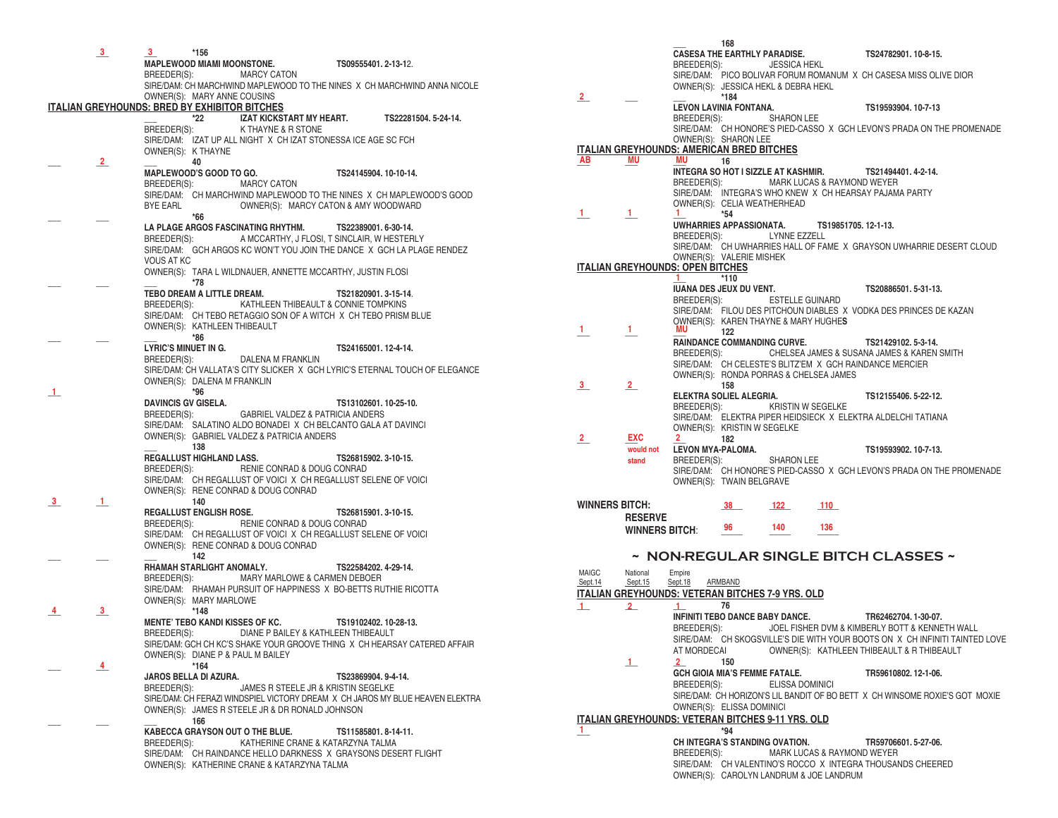3 3 *156
**MAPLEWOOD MIAMI MOONSTONE.** TS09555401. 2-13-12.
BREEDER(S): MARCY CATON
SIRE/DAM: CH MARCHWIND MAPLEWOOD TO THE NINES X CH MARCHWIND ANNA NICOLE
OWNER(S): MARY ANNE COUSINS

## ITALIAN GREYHOUNDS: BRED BY EXHIBITOR BITCHES

*22 **IZAT KICKSTART MY HEART.** TS22281504. 5-24-14.
BREEDER(S): K THAYNE & R STONE
SIRE/DAM: IZAT UP ALL NIGHT X CH IZAT STONESSA ICE AGE SC FCH
OWNER(S): K THAYNE

2 40
**MAPLEWOOD'S GOOD TO GO.** TS24145904. 10-10-14.
BREEDER(S): MARCY CATON
SIRE/DAM: CH MARCHWIND MAPLEWOOD TO THE NINES X CH MAPLEWOOD'S GOOD BYE EARL OWNER(S): MARCY CATON & AMY WOODWARD

*66
**LA PLAGE ARGOS FASCINATING RHYTHM.** TS22389001. 6-30-14.
BREEDER(S): A MCCARTHY, J FLOSI, T SINCLAIR, W HESTERLY
SIRE/DAM: GCH ARGOS KC WON'T YOU JOIN THE DANCE X GCH LA PLAGE RENDEZ VOUS AT KC
OWNER(S): TARA L WILDNAUER, ANNETTE MCCARTHY, JUSTIN FLOSI

*78
**TEBO DREAM A LITTLE DREAM.** TS21820901. 3-15-14.
BREEDER(S): KATHLEEN THIBEAULT & CONNIE TOMPKINS
SIRE/DAM: CH TEBO RETAGGIO SON OF A WITCH X CH TEBO PRISM BLUE
OWNER(S): KATHLEEN THIBEAULT

*86
**LYRIC'S MINUET IN G.** TS24165001. 12-4-14.
BREEDER(S): DALENA M FRANKLIN
SIRE/DAM: CH VALLATA'S CITY SLICKER X GCH LYRIC'S ETERNAL TOUCH OF ELEGANCE
OWNER(S): DALENA M FRANKLIN

1 *96
**DAVINCIS GV GISELA.** TS13102601. 10-25-10.
BREEDER(S): GABRIEL VALDEZ & PATRICIA ANDERS
SIRE/DAM: SALATINO ALDO BONADEI X CH BELCANTO GALA AT DAVINCI
OWNER(S): GABRIEL VALDEZ & PATRICIA ANDERS

138
**REGALLUST HIGHLAND LASS.** TS26815902. 3-10-15.
BREEDER(S): RENIE CONRAD & DOUG CONRAD
SIRE/DAM: CH REGALLUST OF VOICI X CH REGALLUST SELENE OF VOICI
OWNER(S): RENE CONRAD & DOUG CONRAD

3 1 140
**REGALLUST ENGLISH ROSE.** TS26815901. 3-10-15.
BREEDER(S): RENIE CONRAD & DOUG CONRAD
SIRE/DAM: CH REGALLUST OF VOICI X CH REGALLUST SELENE OF VOICI
OWNER(S): RENE CONRAD & DOUG CONRAD

142
**RHAMAH STARLIGHT ANOMALY.** TS22584202. 4-29-14.
BREEDER(S): MARY MARLOWE & CARMEN DEBOER
SIRE/DAM: RHAMAH PURSUIT OF HAPPINESS X BO-BETTS RUTHIE RICOTTA
OWNER(S): MARY MARLOWE

4 3 *148
**MENTE' TEBO KANDI KISSES OF KC.** TS19102402. 10-28-13.
BREEDER(S): DIANE P BAILEY & KATHLEEN THIBEAULT
SIRE/DAM: GCH CH KC'S SHAKE YOUR GROOVE THING X CH HEARSAY CATERED AFFAIR
OWNER(S): DIANE P & PAUL M BAILEY

4 *164
**JAROS BELLA DI AZURA.** TS23869904. 9-4-14.
BREEDER(S): JAMES R STEELE JR & KRISTIN SEGELKE
SIRE/DAM: CH FERAZI WINDSPIEL VICTORY DREAM X CH JAROS MY BLUE HEAVEN ELEKTRA
OWNER(S): JAMES R STEELE JR & DR RONALD JOHNSON

166
**KABECCA GRAYSON OUT O THE BLUE.** TS11585801. 8-14-11.
BREEDER(S): KATHERINE CRANE & KATARZYNA TALMA
SIRE/DAM: CH RAINDANCE HELLO DARKNESS X GRAYSONS DESERT FLIGHT
OWNER(S): KATHERINE CRANE & KATARZYNA TALMA

168
**CASESA THE EARTHLY PARADISE.** TS24782901. 10-8-15.
BREEDER(S): JESSICA HEKL
SIRE/DAM: PICO BOLIVAR FORUM ROMANUM X CH CASESA MISS OLIVE DIOR
OWNER(S): JESSICA HEKL & DEBRA HEKL

2 *184
**LEVON LAVINIA FONTANA.** TS19593904. 10-7-13
BREEDER(S): SHARON LEE
SIRE/DAM: CH HONORE'S PIED-CASSO X GCH LEVON'S PRADA ON THE PROMENADE
OWNER(S): SHARON LEE

## ITALIAN GREYHOUNDS: AMERICAN BRED BITCHES

AB MU MU 16
**INTEGRA SO HOT I SIZZLE AT KASHMIR.** TS21494401. 4-2-14.
BREEDER(S): MARK LUCAS & RAYMOND WEYER
SIRE/DAM: INTEGRA'S WHO KNEW X CH HEARSAY PAJAMA PARTY
OWNER(S): CELIA WEATHERHEAD

1 1 1 *54
**UWHARRIES APPASSIONATA.** TS19851705. 12-1-13.
BREEDER(S): LYNNE EZZELL
SIRE/DAM: CH UWHARRIES HALL OF FAME X GRAYSON UWHARRIE DESERT CLOUD
OWNER(S): VALERIE MISHEK

## ITALIAN GREYHOUNDS: OPEN BITCHES

1 *110
**IUANA DES JEUX DU VENT.** TS20886501. 5-31-13.
BREEDER(S): ESTELLE GUINARD
SIRE/DAM: FILOU DES PITCHOUN DIABLES X VODKA DES PRINCES DE KAZAN
OWNER(S): KAREN THAYNE & MARY HUGHES

1 1 MU 122
**RAINDANCE COMMANDING CURVE.** TS21429102. 5-3-14.
BREEDER(S): CHELSEA JAMES & SUSANA JAMES & KAREN SMITH
SIRE/DAM: CH CELESTE'S BLITZ'EM X GCH RAINDANCE MERCIER
OWNER(S): RONDA PORRAS & CHELSEA JAMES

3 2 158
**ELEKTRA SOLIEL ALEGRIA.** TS12155406. 5-22-12.
BREEDER(S): KRISTIN W SEGELKE
SIRE/DAM: ELEKTRA PIPER HEIDSIECK X ELEKTRA ALDELCHI TATIANA
OWNER(S): KRISTIN W SEGELKE

2 EXC would not stand 2 182
**LEVON MYA-PALOMA.** TS19593902. 10-7-13.
BREEDER(S): SHARON LEE
SIRE/DAM: CH HONORE'S PIED-CASSO X GCH LEVON'S PRADA ON THE PROMENADE
OWNER(S): TWAIN BELGRAVE

**WINNERS BITCH:** 38 122 110

**RESERVE WINNERS BITCH:** 96 140 136

## ~ NON-REGULAR SINGLE BITCH CLASSES ~

MAIGC Sept.14 National Sept.15 Empire Sept.18 ARMBAND

## ITALIAN GREYHOUNDS: VETERAN BITCHES 7-9 YRS. OLD

1 2 1 76
**INFINITI TEBO DANCE BABY DANCE.** TR62462704. 1-30-07.
BREEDER(S): JOEL FISHER DVM & KIMBERLY BOTT & KENNETH WALL
SIRE/DAM: CH SKOGSVILLE'S DIE WITH YOUR BOOTS ON X CH INFINITI TAINTED LOVE AT MORDECAI OWNER(S): KATHLEEN THIBEAULT & R THIBEAULT

1 2 150
**GCH GIOIA MIA'S FEMME FATALE.** TR59610802. 12-1-06.
BREEDER(S): ELISSA DOMINICI
SIRE/DAM: CH HORIZON'S LIL BANDIT OF BO BETT X CH WINSOME ROXIE'S GOT MOXIE
OWNER(S): ELISSA DOMINICI

## ITALIAN GREYHOUNDS: VETERAN BITCHES 9-11 YRS. OLD

1 *94
**CH INTEGRA'S STANDING OVATION.** TR59706601. 5-27-06.
BREEDER(S): MARK LUCAS & RAYMOND WEYER
SIRE/DAM: CH VALENTINO'S ROCCO X INTEGRA THOUSANDS CHEERED
OWNER(S): CAROLYN LANDRUM & JOE LANDRUM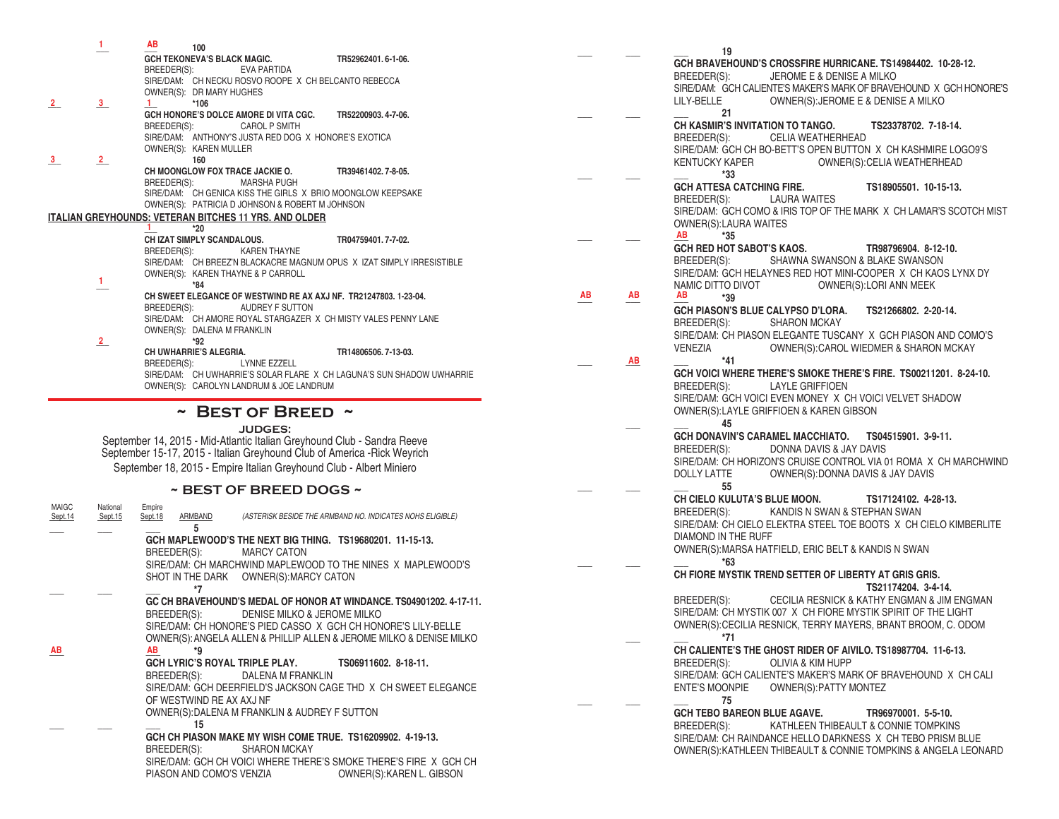| MAIGC Sept.14 | National Sept.15 | Empire Sept.18 | |
|---|---|---|---|
| | 1 | AB | **100** |

**GCH TEKONEVA'S BLACK MAGIC.** TR52962401. 6-1-06.
BREEDER(S): EVA PARTIDA
SIRE/DAM: CH NECKU ROSVO ROOPE X CH BELCANTO REBECCA
OWNER(S): DR MARY HUGHES

2 | 3 | 1 | ***106**

**GCH HONORE'S DOLCE AMORE DI VITA CGC.** TR52200903. 4-7-06.
BREEDER(S): CAROL P SMITH
SIRE/DAM: ANTHONY'S JUSTA RED DOG X HONORE'S EXOTICA
OWNER(S): KAREN MULLER

3 | 2 | | **160**

**CH MOONGLOW FOX TRACE JACKIE O.** TR39461402. 7-8-05.
BREEDER(S): MARSHA PUGH
SIRE/DAM: CH GENICA KISS THE GIRLS X BRIO MOONGLOW KEEPSAKE
OWNER(S): PATRICIA D JOHNSON & ROBERT M JOHNSON

## ITALIAN GREYHOUNDS: VETERAN BITCHES 11 YRS. AND OLDER

| | | 1 | ***20**

**CH IZAT SIMPLY SCANDALOUS.** TR04759401. 7-7-02.
BREEDER(S): KAREN THAYNE
SIRE/DAM: CH BREEZ'N BLACKACRE MAGNUM OPUS X IZAT SIMPLY IRRESISTIBLE
OWNER(S): KAREN THAYNE & P CARROLL

| | 1 | | ***84**

**CH SWEET ELEGANCE OF WESTWIND RE AX AXJ NF.** TR21247803. 1-23-04.
BREEDER(S): AUDREY F SUTTON
SIRE/DAM: CH AMORE ROYAL STARGAZER X CH MISTY VALES PENNY LANE
OWNER(S): DALENA M FRANKLIN

| | 2 | | ***92**

**CH UWHARRIE'S ALEGRIA.** TR14806506. 7-13-03.
BREEDER(S): LYNNE EZZELL
SIRE/DAM: CH UWHARRIE'S SOLAR FLARE X CH LAGUNA'S SUN SHADOW UWHARRIE
OWNER(S): CAROLYN LANDRUM & JOE LANDRUM

# ~ Best of Breed ~

**JUDGES:**

September 14, 2015 - Mid-Atlantic Italian Greyhound Club - Sandra Reeve
September 15-17, 2015 - Italian Greyhound Club of America -Rick Weyrich
September 18, 2015 - Empire Italian Greyhound Club - Albert Miniero

## ~ BEST OF BREED DOGS ~

| MAIGC Sept.14 | National Sept.15 | Empire Sept.18 | ARMBAND |
|---|---|---|---|

*(ASTERISK BESIDE THE ARMBAND NO. INDICATES NOHS ELIGIBLE)*

___ ___ ___ **5**

**GCH MAPLEWOOD'S THE NEXT BIG THING.** TS19680201. 11-15-13.
BREEDER(S): MARCY CATON
SIRE/DAM: CH MARCHWIND MAPLEWOOD TO THE NINES X MAPLEWOOD'S SHOT IN THE DARK OWNER(S):MARCY CATON

___ ___ ___ ***7**

**GC CH BRAVEHOUND'S MEDAL OF HONOR AT WINDANCE.** TS04901202. 4-17-11.
BREEDER(S): DENISE MILKO & JEROME MILKO
SIRE/DAM: CH HONORE'S PIED CASSO X GCH CH HONORE'S LILY-BELLE
OWNER(S): ANGELA ALLEN & PHILLIP ALLEN & JEROME MILKO & DENISE MILKO

AB ___ AB ***9**

**GCH LYRIC'S ROYAL TRIPLE PLAY.** TS06911602. 8-18-11.
BREEDER(S): DALENA M FRANKLIN
SIRE/DAM: GCH DEERFIELD'S JACKSON CAGE THD X CH SWEET ELEGANCE OF WESTWIND RE AX AXJ NF
OWNER(S):DALENA M FRANKLIN & AUDREY F SUTTON

___ ___ ___ **15**

**GCH CH PIASON MAKE MY WISH COME TRUE.** TS16209902. 4-19-13.
BREEDER(S): SHARON MCKAY
SIRE/DAM: GCH CH VOICI WHERE THERE'S SMOKE THERE'S FIRE X GCH CH PIASON AND COMO'S VENZIA OWNER(S):KAREN L. GIBSON

___ ___ ___ **19**

**GCH BRAVEHOUND'S CROSSFIRE HURRICANE.** TS14984402. 10-28-12.
BREEDER(S): JEROME E & DENISE A MILKO
SIRE/DAM: GCH CALIENTE'S MAKER'S MARK OF BRAVEHOUND X GCH HONORE'S LILY-BELLE OWNER(S):JEROME E & DENISE A MILKO

___ ___ ___ **21**

**CH KASMIR'S INVITATION TO TANGO.** TS23378702. 7-18-14.
BREEDER(S): CELIA WEATHERHEAD
SIRE/DAM: GCH CH BO-BETT'S OPEN BUTTON X CH KASHMIRE LOGO9'S KENTUCKY KAPER OWNER(S):CELIA WEATHERHEAD

___ ___ ___ ***33**

**GCH ATTESA CATCHING FIRE.** TS18905501. 10-15-13.
BREEDER(S): LAURA WAITES
SIRE/DAM: GCH COMO & IRIS TOP OF THE MARK X CH LAMAR'S SCOTCH MIST
OWNER(S):LAURA WAITES

___ ___ AB ***35**

**GCH RED HOT SABOT'S KAOS.** TR98796904. 8-12-10.
BREEDER(S): SHAWNA SWANSON & BLAKE SWANSON
SIRE/DAM: GCH HELAYNES RED HOT MINI-COOPER X CH KAOS LYNX DYNAMIC DITTO DIVOT OWNER(S):LORI ANN MEEK

AB AB AB ***39**

**GCH PIASON'S BLUE CALYPSO D'LORA.** TS21266802. 2-20-14.
BREEDER(S): SHARON MCKAY
SIRE/DAM: CH PIASON ELEGANTE TUSCANY X GCH PIASON AND COMO'S VENEZIA OWNER(S):CAROL WIEDMER & SHARON MCKAY

___ AB ___ ***41**

**GCH VOICI WHERE THERE'S SMOKE THERE'S FIRE.** TS00211201. 8-24-10.
BREEDER(S): LAYLE GRIFFIOEN
SIRE/DAM: GCH VOICI EVEN MONEY X CH VOICI VELVET SHADOW
OWNER(S):LAYLE GRIFFIOEN & KAREN GIBSON

___ ___ ___ **45**

**GCH DONAVIN'S CARAMEL MACCHIATO.** TS04515901. 3-9-11.
BREEDER(S): DONNA DAVIS & JAY DAVIS
SIRE/DAM: CH HORIZON'S CRUISE CONTROL VIA 01 ROMA X CH MARCHWIND DOLLY LATTE OWNER(S):DONNA DAVIS & JAY DAVIS

___ ___ ___ **55**

**CH CIELO KULUTA'S BLUE MOON.** TS17124102. 4-28-13.
BREEDER(S): KANDIS N SWAN & STEPHAN SWAN
SIRE/DAM: CH CIELO ELEKTRA STEEL TOE BOOTS X CH CIELO KIMBERLITE DIAMOND IN THE RUFF
OWNER(S):MARSA HATFIELD, ERIC BELT & KANDIS N SWAN

___ ___ ___ ***63**

**CH FIORE MYSTIK TREND SETTER OF LIBERTY AT GRIS GRIS.** TS21174204. 3-4-14.
BREEDER(S): CECILIA RESNICK & KATHY ENGMAN & JIM ENGMAN
SIRE/DAM: CH MYSTIK 007 X CH FIORE MYSTIK SPIRIT OF THE LIGHT
OWNER(S):CECILIA RESNICK, TERRY MAYERS, BRANT BROOM, C. ODOM

___ ___ ___ ***71**

**CH CALIENTE'S THE GHOST RIDER OF AIVILO.** TS18987704. 11-6-13.
BREEDER(S): OLIVIA & KIM HUPP
SIRE/DAM: GCH CALIENTE'S MAKER'S MARK OF BRAVEHOUND X CH CALIENTE'S MOONPIE OWNER(S):PATTY MONTEZ

___ ___ ___ **75**

**GCH TEBO BAREON BLUE AGAVE.** TR96970001. 5-5-10.
BREEDER(S): KATHLEEN THIBEAULT & CONNIE TOMPKINS
SIRE/DAM: CH RAINDANCE HELLO DARKNESS X CH TEBO PRISM BLUE
OWNER(S):KATHLEEN THIBEAULT & CONNIE TOMPKINS & ANGELA LEONARD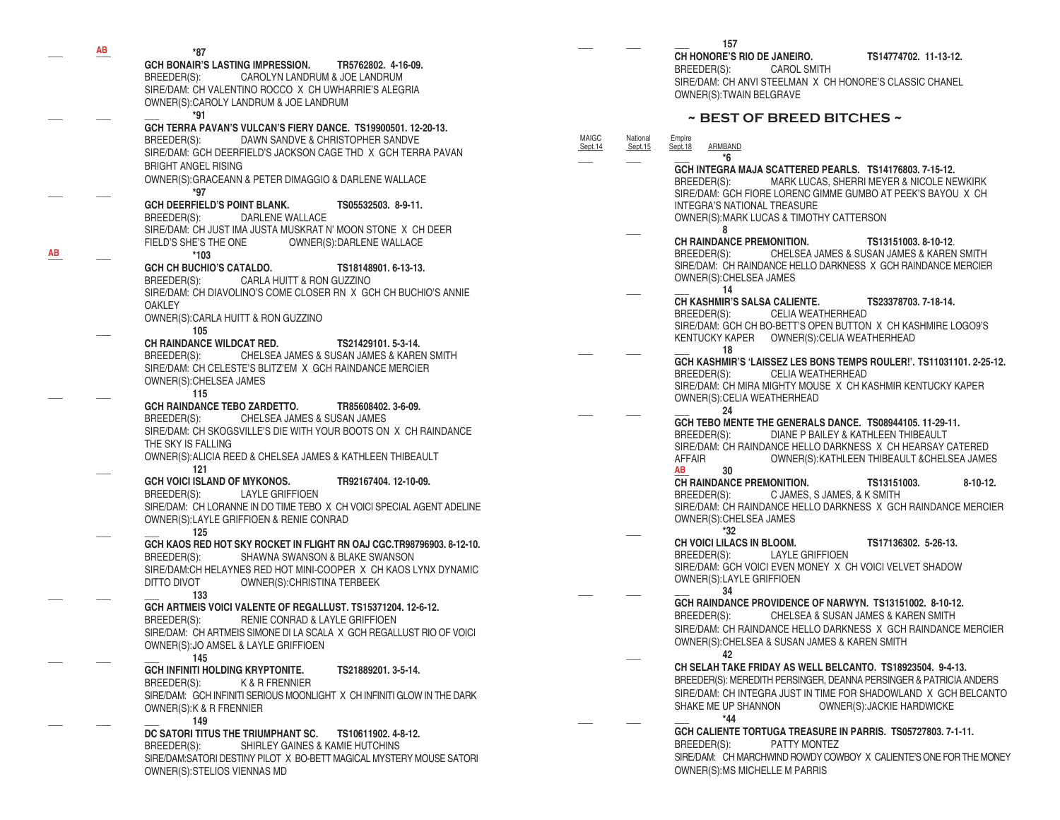AB *87
**GCH BONAIR'S LASTING IMPRESSION. TR5762802. 4-16-09.**
BREEDER(S): CAROLYN LANDRUM & JOE LANDRUM
SIRE/DAM: CH VALENTINO ROCCO X CH UWHARRIE'S ALEGRIA
OWNER(S):CAROLY LANDRUM & JOE LANDRUM

*91
**GCH TERRA PAVAN'S VULCAN'S FIERY DANCE. TS19900501. 12-20-13.**
BREEDER(S): DAWN SANDVE & CHRISTOPHER SANDVE
SIRE/DAM: GCH DEERFIELD'S JACKSON CAGE THD X GCH TERRA PAVAN BRIGHT ANGEL RISING
OWNER(S):GRACEANN & PETER DIMAGGIO & DARLENE WALLACE

*97
**GCH DEERFIELD'S POINT BLANK. TS05532503. 8-9-11.**
BREEDER(S): DARLENE WALLACE
SIRE/DAM: CH JUST IMA JUSTA MUSKRAT N' MOON STONE X CH DEER FIELD'S SHE'S THE ONE OWNER(S):DARLENE WALLACE

AB *103
**GCH CH BUCHIO'S CATALDO. TS18148901. 6-13-13.**
BREEDER(S): CARLA HUITT & RON GUZZINO
SIRE/DAM: CH DIAVOLINO'S COME CLOSER RN X GCH CH BUCHIO'S ANNIE OAKLEY
OWNER(S):CARLA HUITT & RON GUZZINO

105
**CH RAINDANCE WILDCAT RED. TS21429101. 5-3-14.**
BREEDER(S): CHELSEA JAMES & SUSAN JAMES & KAREN SMITH
SIRE/DAM: CH CELESTE'S BLITZ'EM X GCH RAINDANCE MERCIER
OWNER(S):CHELSEA JAMES

115
**GCH RAINDANCE TEBO ZARDETTO. TR85608402. 3-6-09.**
BREEDER(S): CHELSEA JAMES & SUSAN JAMES
SIRE/DAM: CH SKOGSVILLE'S DIE WITH YOUR BOOTS ON X CH RAINDANCE THE SKY IS FALLING
OWNER(S):ALICIA REED & CHELSEA JAMES & KATHLEEN THIBEAULT

121
**GCH VOICI ISLAND OF MYKONOS. TR92167404. 12-10-09.**
BREEDER(S): LAYLE GRIFFIOEN
SIRE/DAM: CH LORANNE IN DO TIME TEBO X CH VOICI SPECIAL AGENT ADELINE
OWNER(S):LAYLE GRIFFIOEN & RENIE CONRAD

125
**GCH KAOS RED HOT SKY ROCKET IN FLIGHT RN OAJ CGC.TR98796903. 8-12-10.**
BREEDER(S): SHAWNA SWANSON & BLAKE SWANSON
SIRE/DAM:CH HELAYNES RED HOT MINI-COOPER X CH KAOS LYNX DYNAMIC DITTO DIVOT OWNER(S):CHRISTINA TERBEEK

133
**GCH ARTMEIS VOICI VALENTE OF REGALLUST. TS15371204. 12-6-12.**
BREEDER(S): RENIE CONRAD & LAYLE GRIFFIOEN
SIRE/DAM: CH ARTMEIS SIMONE DI LA SCALA X GCH REGALLUST RIO OF VOICI
OWNER(S):JO AMSEL & LAYLE GRIFFIOEN

145
**GCH INFINITI HOLDING KRYPTONITE. TS21889201. 3-5-14.**
BREEDER(S): K & R FRENNIER
SIRE/DAM: GCH INFINITI SERIOUS MOONLIGHT X CH INFINITI GLOW IN THE DARK
OWNER(S):K & R FRENNIER

149
**DC SATORI TITUS THE TRIUMPHANT SC. TS10611902. 4-8-12.**
BREEDER(S): SHIRLEY GAINES & KAMIE HUTCHINS
SIRE/DAM:SATORI DESTINY PILOT X BO-BETT MAGICAL MYSTERY MOUSE SATORI
OWNER(S):STELIOS VIENNAS MD

157
**CH HONORE'S RIO DE JANEIRO. TS14774702. 11-13-12.**
BREEDER(S): CAROL SMITH
SIRE/DAM: CH ANVI STEELMAN X CH HONORE'S CLASSIC CHANEL
OWNER(S):TWAIN BELGRAVE

## ~ BEST OF BREED BITCHES ~

MAIGC Sept.14 | National Sept.15 | Empire Sept.18 | ARMBAND

*6
**GCH INTEGRA MAJA SCATTERED PEARLS. TS14176803. 7-15-12.**
BREEDER(S): MARK LUCAS, SHERRI MEYER & NICOLE NEWKIRK
SIRE/DAM: GCH FIORE LORENC GIMME GUMBO AT PEEK'S BAYOU X CH INTEGRA'S NATIONAL TREASURE
OWNER(S):MARK LUCAS & TIMOTHY CATTERSON

8
**CH RAINDANCE PREMONITION. TS13151003. 8-10-12.**
BREEDER(S): CHELSEA JAMES & SUSAN JAMES & KAREN SMITH
SIRE/DAM: CH RAINDANCE HELLO DARKNESS X GCH RAINDANCE MERCIER
OWNER(S):CHELSEA JAMES

14
**CH KASHMIR'S SALSA CALIENTE. TS23378703. 7-18-14.**
BREEDER(S): CELIA WEATHERHEAD
SIRE/DAM: GCH CH BO-BETT'S OPEN BUTTON X CH KASHMIRE LOGO9'S KENTUCKY KAPER OWNER(S):CELIA WEATHERHEAD

18
**GCH KASHMIR'S 'LAISSEZ LES BONS TEMPS ROULER!'. TS11031101. 2-25-12.**
BREEDER(S): CELIA WEATHERHEAD
SIRE/DAM: CH MIRA MIGHTY MOUSE X CH KASHMIR KENTUCKY KAPER
OWNER(S):CELIA WEATHERHEAD

24
**GCH TEBO MENTE THE GENERALS DANCE. TS08944105. 11-29-11.**
BREEDER(S): DIANE P BAILEY & KATHLEEN THIBEAULT
SIRE/DAM: CH RAINDANCE HELLO DARKNESS X CH HEARSAY CATERED AFFAIR OWNER(S):KATHLEEN THIBEAULT &CHELSEA JAMES

AB 30
**CH RAINDANCE PREMONITION. TS13151003. 8-10-12.**
BREEDER(S): C JAMES, S JAMES, & K SMITH
SIRE/DAM: CH RAINDANCE HELLO DARKNESS X GCH RAINDANCE MERCIER
OWNER(S):CHELSEA JAMES

*32
**CH VOICI LILACS IN BLOOM. TS17136302. 5-26-13.**
BREEDER(S): LAYLE GRIFFIOEN
SIRE/DAM: GCH VOICI EVEN MONEY X CH VOICI VELVET SHADOW
OWNER(S):LAYLE GRIFFIOEN

34
**GCH RAINDANCE PROVIDENCE OF NARWYN. TS13151002. 8-10-12.**
BREEDER(S): CHELSEA & SUSAN JAMES & KAREN SMITH
SIRE/DAM: CH RAINDANCE HELLO DARKNESS X GCH RAINDANCE MERCIER
OWNER(S):CHELSEA & SUSAN JAMES & KAREN SMITH

42
**CH SELAH TAKE FRIDAY AS WELL BELCANTO. TS18923504. 9-4-13.**
BREEDER(S): MEREDITH PERSINGER, DEANNA PERSINGER & PATRICIA ANDERS
SIRE/DAM: CH INTEGRA JUST IN TIME FOR SHADOWLAND X GCH BELCANTO SHAKE ME UP SHANNON OWNER(S):JACKIE HARDWICKE

*44
**GCH CALIENTE TORTUGA TREASURE IN PARRIS. TS05727803. 7-1-11.**
BREEDER(S): PATTY MONTEZ
SIRE/DAM: CH MARCHWIND ROWDY COWBOY X CALIENTE'S ONE FOR THE MONEY
OWNER(S):MS MICHELLE M PARRIS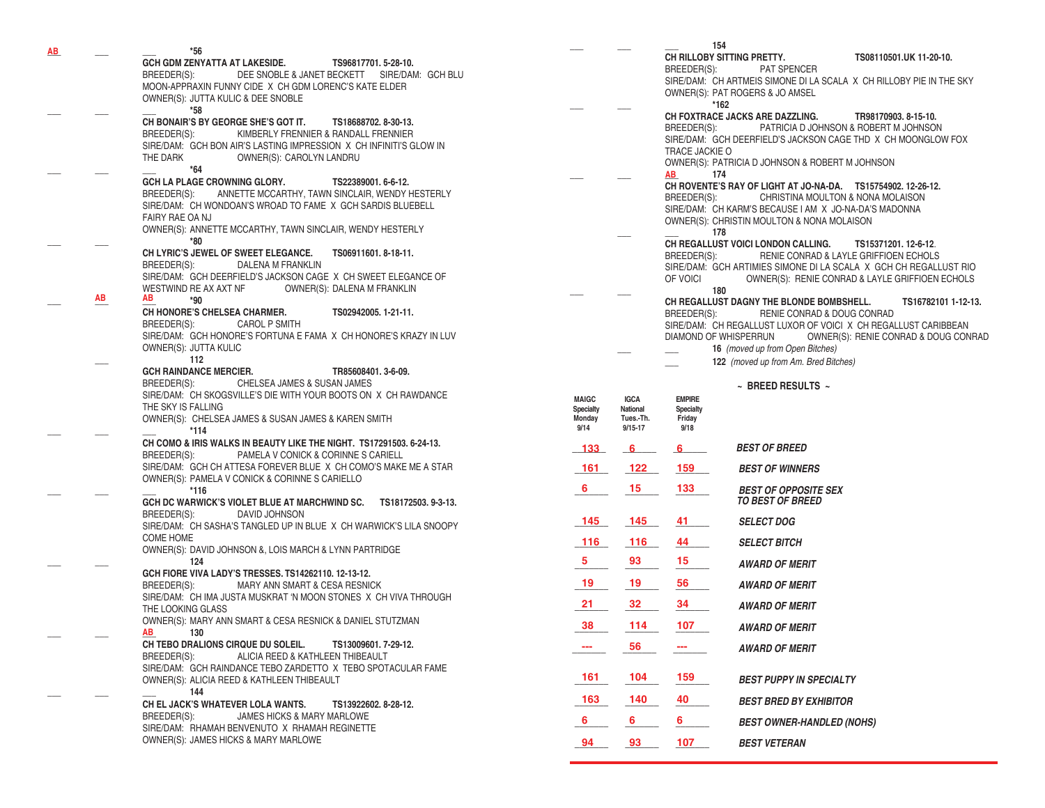AB ___ ___ *56
**GCH GDM ZENYATTA AT LAKESIDE. TS96817701. 5-28-10.**
BREEDER(S): DEE SNOBLE & JANET BECKETT SIRE/DAM: GCH BLU MOON-APPRAXIN FUNNY CIDE X CH GDM LORENC'S KATE ELDER
OWNER(S): JUTTA KULIC & DEE SNOBLE

___ ___ ___ *58
**CH BONAIR'S BY GEORGE SHE'S GOT IT. TS18688702. 8-30-13.**
BREEDER(S): KIMBERLY FRENNIER & RANDALL FRENNIER
SIRE/DAM: GCH BON AIR'S LASTING IMPRESSION X CH INFINITI'S GLOW IN THE DARK OWNER(S): CAROLYN LANDRU

___ ___ ___ *64
**GCH LA PLAGE CROWNING GLORY. TS22389001. 6-6-12.**
BREEDER(S): ANNETTE MCCARTHY, TAWN SINCLAIR, WENDY HESTERLY
SIRE/DAM: CH WONDOAN'S WROAD TO FAME X GCH SARDIS BLUEBELL FAIRY RAE OA NJ
OWNER(S): ANNETTE MCCARTHY, TAWN SINCLAIR, WENDY HESTERLY

___ ___ *80
**CH LYRIC'S JEWEL OF SWEET ELEGANCE. TS06911601. 8-18-11.**
BREEDER(S): DALENA M FRANKLIN
SIRE/DAM: GCH DEERFIELD'S JACKSON CAGE X CH SWEET ELEGANCE OF WESTWIND RE AX AXT NF OWNER(S): DALENA M FRANKLIN

___ AB AB *90
**CH HONORE'S CHELSEA CHARMER. TS02942005. 1-21-11.**
BREEDER(S): CAROL P SMITH
SIRE/DAM: GCH HONORE'S FORTUNA E FAMA X CH HONORE'S KRAZY IN LUV
OWNER(S): JUTTA KULIC

___ 112
**GCH RAINDANCE MERCIER. TR85608401. 3-6-09.**
BREEDER(S): CHELSEA JAMES & SUSAN JAMES
SIRE/DAM: CH SKOGSVILLE'S DIE WITH YOUR BOOTS ON X CH RAWDANCE THE SKY IS FALLING
OWNER(S): CHELSEA JAMES & SUSAN JAMES & KAREN SMITH

___ ___ ___ *114
**CH COMO & IRIS WALKS IN BEAUTY LIKE THE NIGHT. TS17291503. 6-24-13.**
BREEDER(S): PAMELA V CONICK & CORINNE S CARIELL
SIRE/DAM: GCH CH ATTESA FOREVER BLUE X CH COMO'S MAKE ME A STAR
OWNER(S): PAMELA V CONICK & CORINNE S CARIELLO

___ ___ ___ *116
**GCH DC WARWICK'S VIOLET BLUE AT MARCHWIND SC. TS18172503. 9-3-13.**
BREEDER(S): DAVID JOHNSON
SIRE/DAM: CH SASHA'S TANGLED UP IN BLUE X CH WARWICK'S LILA SNOOPY COME HOME
OWNER(S): DAVID JOHNSON &, LOIS MARCH & LYNN PARTRIDGE

___ ___ 124
**GCH FIORE VIVA LADY'S TRESSES. TS14262110. 12-13-12.**
BREEDER(S): MARY ANN SMART & CESA RESNICK
SIRE/DAM: CH IMA JUSTA MUSKRAT 'N MOON STONES X CH VIVA THROUGH THE LOOKING GLASS
OWNER(S): MARY ANN SMART & CESA RESNICK & DANIEL STUTZMAN

___ ___ AB 130
**CH TEBO DRALIONS CIRQUE DU SOLEIL. TS13009601. 7-29-12.**
BREEDER(S): ALICIA REED & KATHLEEN THIBEAULT
SIRE/DAM: GCH RAINDANCE TEBO ZARDETTO X TEBO SPOTACULAR FAME
OWNER(S): ALICIA REED & KATHLEEN THIBEAULT

___ ___ ___ 144
**CH EL JACK'S WHATEVER LOLA WANTS. TS13922602. 8-28-12.**
BREEDER(S): JAMES HICKS & MARY MARLOWE
SIRE/DAM: RHAMAH BENVENUTO X RHAMAH REGINETTE
OWNER(S): JAMES HICKS & MARY MARLOWE

___ ___ ___ 154
**CH RILLOBY SITTING PRETTY. TS08110501.UK 11-20-10.**
BREEDER(S): PAT SPENCER
SIRE/DAM: CH ARTMEIS SIMONE DI LA SCALA X CH RILLOBY PIE IN THE SKY
OWNER(S): PAT ROGERS & JO AMSEL

___ ___ *162
**CH FOXTRACE JACKS ARE DAZZLING. TR98170903. 8-15-10.**
BREEDER(S): PATRICIA D JOHNSON & ROBERT M JOHNSON
SIRE/DAM: GCH DEERFIELD'S JACKSON CAGE THD X CH MOONGLOW FOX TRACE JACKIE O
OWNER(S): PATRICIA D JOHNSON & ROBERT M JOHNSON

___ ___ AB 174
**CH ROVENTE'S RAY OF LIGHT AT JO-NA-DA. TS15754902. 12-26-12.**
BREEDER(S): CHRISTINA MOULTON & NONA MOLAISON
SIRE/DAM: CH KARM'S BECAUSE I AM X JO-NA-DA'S MADONNA
OWNER(S): CHRISTIN MOULTON & NONA MOLAISON

___ ___ 178
**CH REGALLUST VOICI LONDON CALLING. TS15371201. 12-6-12.**
BREEDER(S): RENIE CONRAD & LAYLE GRIFFIOEN ECHOLS
SIRE/DAM: GCH ARTIMIES SIMONE DI LA SCALA X GCH CH REGALLUST RIO OF VOICI OWNER(S): RENIE CONRAD & LAYLE GRIFFIOEN ECHOLS

___ ___ 180
**CH REGALLUST DAGNY THE BLONDE BOMBSHELL. TS16782101 1-12-13.**
BREEDER(S): RENIE CONRAD & DOUG CONRAD
SIRE/DAM: CH REGALLUST LUXOR OF VOICI X CH REGALLUST CARIBBEAN DIAMOND OF WHISPERRUN OWNER(S): RENIE CONRAD & DOUG CONRAD

___ ___ **16** *(moved up from Open Bitches)*
___ **122** *(moved up from Am. Bred Bitches)*

## ~ BREED RESULTS ~

| MAIGC Specialty Monday 9/14 | IGCA National Tues.-Th. 9/15-17 | EMPIRE Specialty Friday 9/18 | |
|---|---|---|---|
| 133 | 6 | 6 | *BEST OF BREED* |
| 161 | 122 | 159 | *BEST OF WINNERS* |
| 6 | 15 | 133 | *BEST OF OPPOSITE SEX TO BEST OF BREED* |
| 145 | 145 | 41 | *SELECT DOG* |
| 116 | 116 | 44 | *SELECT BITCH* |
| 5 | 93 | 15 | *AWARD OF MERIT* |
| 19 | 19 | 56 | *AWARD OF MERIT* |
| 21 | 32 | 34 | *AWARD OF MERIT* |
| 38 | 114 | 107 | *AWARD OF MERIT* |
| --- | 56 | --- | *AWARD OF MERIT* |
| 161 | 104 | 159 | *BEST PUPPY IN SPECIALTY* |
| 163 | 140 | 40 | *BEST BRED BY EXHIBITOR* |
| 6 | 6 | 6 | *BEST OWNER-HANDLED (NOHS)* |
| 94 | 93 | 107 | *BEST VETERAN* |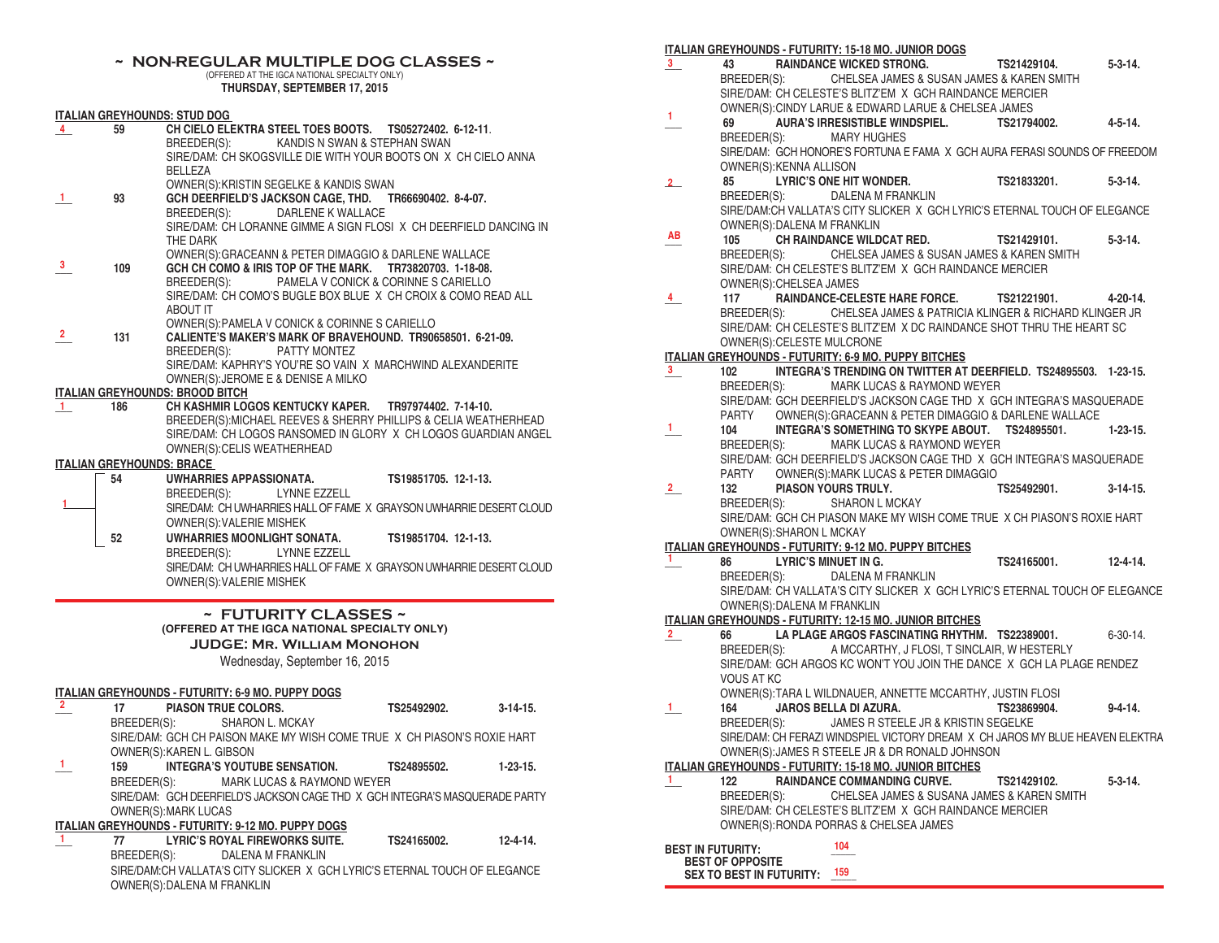## ~ NON-REGULAR MULTIPLE DOG CLASSES ~

(OFFERED AT THE IGCA NATIONAL SPECIALTY ONLY)

**THURSDAY, SEPTEMBER 17, 2015**

**ITALIAN GREYHOUNDS: STUD DOG**

4 59 **CH CIELO ELEKTRA STEEL TOES BOOTS. TS05272402. 6-12-11.**
BREEDER(S): KANDIS N SWAN & STEPHAN SWAN
SIRE/DAM: CH SKOGSVILLE DIE WITH YOUR BOOTS ON X CH CIELO ANNA BELLEZA
OWNER(S):KRISTIN SEGELKE & KANDIS SWAN

1 93 **GCH DEERFIELD'S JACKSON CAGE, THD. TR66690402. 8-4-07.**
BREEDER(S): DARLENE K WALLACE
SIRE/DAM: CH LORANNE GIMME A SIGN FLOSI X CH DEERFIELD DANCING IN THE DARK
OWNER(S):GRACEANN & PETER DIMAGGIO & DARLENE WALLACE

3 109 **GCH CH COMO & IRIS TOP OF THE MARK. TR73820703. 1-18-08.**
BREEDER(S): PAMELA V CONICK & CORINNE S CARIELLO
SIRE/DAM: CH COMO'S BUGLE BOX BLUE X CH CROIX & COMO READ ALL ABOUT IT
OWNER(S):PAMELA V CONICK & CORINNE S CARIELLO

2 131 **CALIENTE'S MAKER'S MARK OF BRAVEHOUND. TR90658501. 6-21-09.**
BREEDER(S): PATTY MONTEZ
SIRE/DAM: KAPHRY'S YOU'RE SO VAIN X MARCHWIND ALEXANDERITE
OWNER(S):JEROME E & DENISE A MILKO

**ITALIAN GREYHOUNDS: BROOD BITCH**

1 186 **CH KASHMIR LOGOS KENTUCKY KAPER. TR97974402. 7-14-10.**
BREEDER(S):MICHAEL REEVES & SHERRY PHILLIPS & CELIA WEATHERHEAD
SIRE/DAM: CH LOGOS RANSOMED IN GLORY X CH LOGOS GUARDIAN ANGEL
OWNER(S):CELIS WEATHERHEAD

**ITALIAN GREYHOUNDS: BRACE**

1
54 **UWHARRIES APPASSIONATA. TS19851705. 12-1-13.**
BREEDER(S): LYNNE EZZELL
SIRE/DAM: CH UWHARRIES HALL OF FAME X GRAYSON UWHARRIE DESERT CLOUD
OWNER(S):VALERIE MISHEK

52 **UWHARRIES MOONLIGHT SONATA. TS19851704. 12-1-13.**
BREEDER(S): LYNNE EZZELL
SIRE/DAM: CH UWHARRIES HALL OF FAME X GRAYSON UWHARRIE DESERT CLOUD
OWNER(S):VALERIE MISHEK

## ~ FUTURITY CLASSES ~

**(OFFERED AT THE IGCA NATIONAL SPECIALTY ONLY)**

**JUDGE: MR. WILLIAM MONOHON**

Wednesday, September 16, 2015

**ITALIAN GREYHOUNDS - FUTURITY: 6-9 MO. PUPPY DOGS**

2 17 **PIASON TRUE COLORS. TS25492902. 3-14-15.**
BREEDER(S): SHARON L. MCKAY
SIRE/DAM: GCH CH PAISON MAKE MY WISH COME TRUE X CH PIASON'S ROXIE HART
OWNER(S):KAREN L. GIBSON

1 159 **INTEGRA'S YOUTUBE SENSATION. TS24895502. 1-23-15.**
BREEDER(S): MARK LUCAS & RAYMOND WEYER
SIRE/DAM: GCH DEERFIELD'S JACKSON CAGE THD X GCH INTEGRA'S MASQUERADE PARTY
OWNER(S):MARK LUCAS

**ITALIAN GREYHOUNDS - FUTURITY: 9-12 MO. PUPPY DOGS**

1 77 **LYRIC'S ROYAL FIREWORKS SUITE. TS24165002. 12-4-14.**
BREEDER(S): DALENA M FRANKLIN
SIRE/DAM:CH VALLATA'S CITY SLICKER X GCH LYRIC'S ETERNAL TOUCH OF ELEGANCE
OWNER(S):DALENA M FRANKLIN

**ITALIAN GREYHOUNDS - FUTURITY: 15-18 MO. JUNIOR DOGS**

3 43 **RAINDANCE WICKED STRONG. TS21429104. 5-3-14.**
BREEDER(S): CHELSEA JAMES & SUSAN JAMES & KAREN SMITH
SIRE/DAM: CH CELESTE'S BLITZ'EM X GCH RAINDANCE MERCIER
OWNER(S):CINDY LARUE & EDWARD LARUE & CHELSEA JAMES

1 69 **AURA'S IRRESISTIBLE WINDSPIEL. TS21794002. 4-5-14.**
BREEDER(S): MARY HUGHES
SIRE/DAM: GCH HONORE'S FORTUNA E FAMA X GCH AURA FERASI SOUNDS OF FREEDOM
OWNER(S):KENNA ALLISON

2 85 **LYRIC'S ONE HIT WONDER. TS21833201. 5-3-14.**
BREEDER(S): DALENA M FRANKLIN
SIRE/DAM:CH VALLATA'S CITY SLICKER X GCH LYRIC'S ETERNAL TOUCH OF ELEGANCE
OWNER(S):DALENA M FRANKLIN

AB 105 **CH RAINDANCE WILDCAT RED. TS21429101. 5-3-14.**
BREEDER(S): CHELSEA JAMES & SUSAN JAMES & KAREN SMITH
SIRE/DAM: CH CELESTE'S BLITZ'EM X GCH RAINDANCE MERCIER
OWNER(S):CHELSEA JAMES

4 117 **RAINDANCE-CELESTE HARE FORCE. TS21221901. 4-20-14.**
BREEDER(S): CHELSEA JAMES & PATRICIA KLINGER & RICHARD KLINGER JR
SIRE/DAM: CH CELESTE'S BLITZ'EM X DC RAINDANCE SHOT THRU THE HEART SC
OWNER(S):CELESTE MULCRONE

**ITALIAN GREYHOUNDS - FUTURITY: 6-9 MO. PUPPY BITCHES**

3 102 **INTEGRA'S TRENDING ON TWITTER AT DEERFIELD. TS24895503. 1-23-15.**
BREEDER(S): MARK LUCAS & RAYMOND WEYER
SIRE/DAM: GCH DEERFIELD'S JACKSON CAGE THD X GCH INTEGRA'S MASQUERADE PARTY
OWNER(S):GRACEANN & PETER DIMAGGIO & DARLENE WALLACE

1 104 **INTEGRA'S SOMETHING TO SKYPE ABOUT. TS24895501. 1-23-15.**
BREEDER(S): MARK LUCAS & RAYMOND WEYER
SIRE/DAM: GCH DEERFIELD'S JACKSON CAGE THD X GCH INTEGRA'S MASQUERADE PARTY
OWNER(S):MARK LUCAS & PETER DIMAGGIO

2 132 **PIASON YOURS TRULY. TS25492901. 3-14-15.**
BREEDER(S): SHARON L MCKAY
SIRE/DAM: GCH CH PIASON MAKE MY WISH COME TRUE X CH PIASON'S ROXIE HART
OWNER(S):SHARON L MCKAY

**ITALIAN GREYHOUNDS - FUTURITY: 9-12 MO. PUPPY BITCHES**

1 86 **LYRIC'S MINUET IN G. TS24165001. 12-4-14.**
BREEDER(S): DALENA M FRANKLIN
SIRE/DAM: CH VALLATA'S CITY SLICKER X GCH LYRIC'S ETERNAL TOUCH OF ELEGANCE
OWNER(S):DALENA M FRANKLIN

**ITALIAN GREYHOUNDS - FUTURITY: 12-15 MO. JUNIOR BITCHES**

2 66 **LA PLAGE ARGOS FASCINATING RHYTHM. TS22389001.** 6-30-14.
BREEDER(S): A MCCARTHY, J FLOSI, T SINCLAIR, W HESTERLY
SIRE/DAM: GCH ARGOS KC WON'T YOU JOIN THE DANCE X GCH LA PLAGE RENDEZ VOUS AT KC
OWNER(S):TARA L WILDNAUER, ANNETTE MCCARTHY, JUSTIN FLOSI

1 164 **JAROS BELLA DI AZURA. TS23869904. 9-4-14.**
BREEDER(S): JAMES R STEELE JR & KRISTIN SEGELKE
SIRE/DAM: CH FERAZI WINDSPIEL VICTORY DREAM X CH JAROS MY BLUE HEAVEN ELEKTRA
OWNER(S):JAMES R STEELE JR & DR RONALD JOHNSON

**ITALIAN GREYHOUNDS - FUTURITY: 15-18 MO. JUNIOR BITCHES**

1 122 **RAINDANCE COMMANDING CURVE. TS21429102. 5-3-14.**
BREEDER(S): CHELSEA JAMES & SUSANA JAMES & KAREN SMITH
SIRE/DAM: CH CELESTE'S BLITZ'EM X GCH RAINDANCE MERCIER
OWNER(S):RONDA PORRAS & CHELSEA JAMES

**BEST IN FUTURITY:** 104

**BEST OF OPPOSITE SEX TO BEST IN FUTURITY:** 159